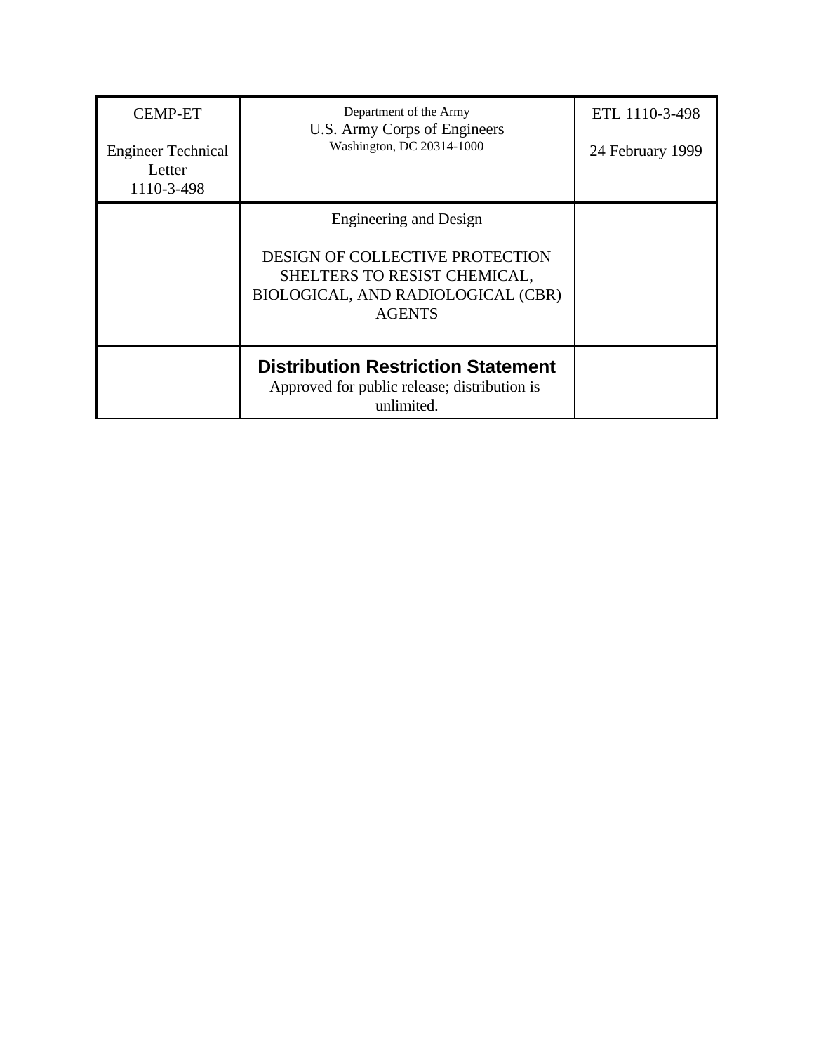| CEMP-ET<br><br>Engineer Technical Letter<br>1110-3-498 | Department of the Army<br>U.S. Army Corps of Engineers<br>Washington, DC 20314-1000 | ETL 1110-3-498<br><br>24 February 1999 |
|---|---|---|
| | Engineering and Design<br><br>DESIGN OF COLLECTIVE PROTECTION SHELTERS TO RESIST CHEMICAL, BIOLOGICAL, AND RADIOLOGICAL (CBR) AGENTS | |
| | **Distribution Restriction Statement**<br>Approved for public release; distribution is unlimited. | |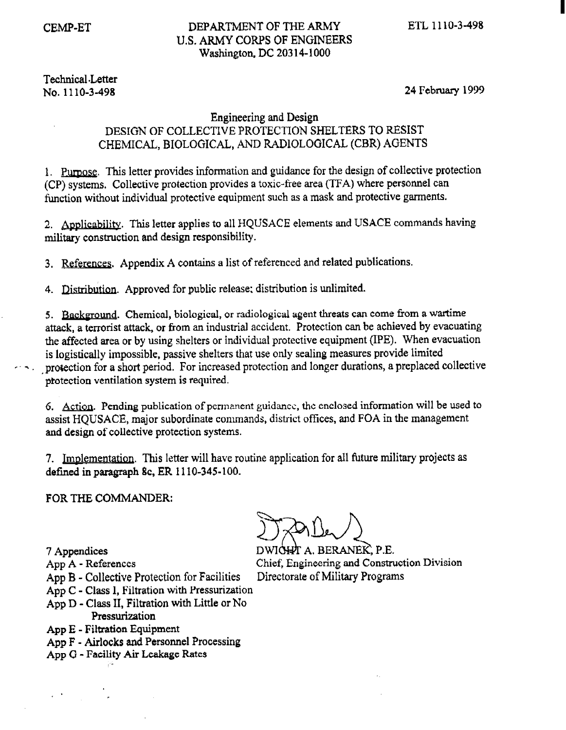CEMP-ET

DEPARTMENT OF THE ARMY
U.S. ARMY CORPS OF ENGINEERS
Washington, DC 20314-1000

ETL 1110-3-498

Technical Letter
No. 1110-3-498

24 February 1999

## Engineering and Design
## DESIGN OF COLLECTIVE PROTECTION SHELTERS TO RESIST CHEMICAL, BIOLOGICAL, AND RADIOLOGICAL (CBR) AGENTS

1. Purpose. This letter provides information and guidance for the design of collective protection (CP) systems. Collective protection provides a toxic-free area (TFA) where personnel can function without individual protective equipment such as a mask and protective garments.

2. Applicability. This letter applies to all HQUSACE elements and USACE commands having military construction and design responsibility.

3. References. Appendix A contains a list of referenced and related publications.

4. Distribution. Approved for public release; distribution is unlimited.

5. Background. Chemical, biological, or radiological agent threats can come from a wartime attack, a terrorist attack, or from an industrial accident. Protection can be achieved by evacuating the affected area or by using shelters or individual protective equipment (IPE). When evacuation is logistically impossible, passive shelters that use only sealing measures provide limited protection for a short period. For increased protection and longer durations, a preplaced collective protection ventilation system is required.

6. Action. Pending publication of permanent guidance, the enclosed information will be used to assist HQUSACE, major subordinate commands, district offices, and FOA in the management and design of collective protection systems.

7. Implementation. This letter will have routine application for all future military projects as defined in paragraph 8c, ER 1110-345-100.

FOR THE COMMANDER:

DWIGHT A. BERANEK, P.E.
Chief, Engineering and Construction Division
Directorate of Military Programs

7 Appendices
App A - References
App B - Collective Protection for Facilities
App C - Class I, Filtration with Pressurization
App D - Class II, Filtration with Little or No Pressurization
App E - Filtration Equipment
App F - Airlocks and Personnel Processing
App G - Facility Air Leakage Rates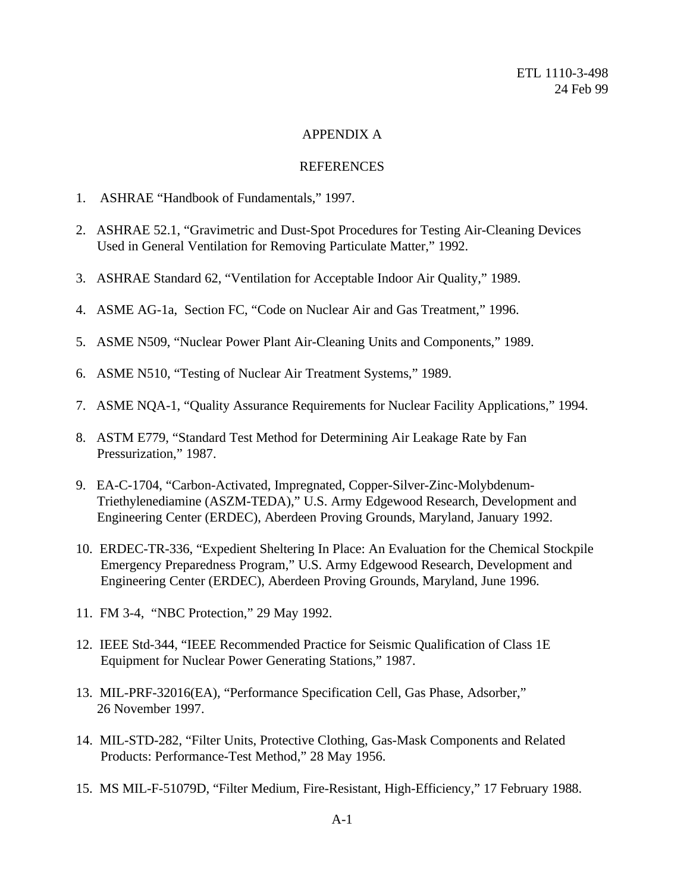# APPENDIX A

## REFERENCES

1. ASHRAE "Handbook of Fundamentals," 1997.

2. ASHRAE 52.1, "Gravimetric and Dust-Spot Procedures for Testing Air-Cleaning Devices Used in General Ventilation for Removing Particulate Matter," 1992.

3. ASHRAE Standard 62, "Ventilation for Acceptable Indoor Air Quality," 1989.

4. ASME AG-1a, Section FC, "Code on Nuclear Air and Gas Treatment," 1996.

5. ASME N509, "Nuclear Power Plant Air-Cleaning Units and Components," 1989.

6. ASME N510, "Testing of Nuclear Air Treatment Systems," 1989.

7. ASME NQA-1, "Quality Assurance Requirements for Nuclear Facility Applications," 1994.

8. ASTM E779, "Standard Test Method for Determining Air Leakage Rate by Fan Pressurization," 1987.

9. EA-C-1704, "Carbon-Activated, Impregnated, Copper-Silver-Zinc-Molybdenum-Triethylenediamine (ASZM-TEDA)," U.S. Army Edgewood Research, Development and Engineering Center (ERDEC), Aberdeen Proving Grounds, Maryland, January 1992.

10. ERDEC-TR-336, "Expedient Sheltering In Place: An Evaluation for the Chemical Stockpile Emergency Preparedness Program," U.S. Army Edgewood Research, Development and Engineering Center (ERDEC), Aberdeen Proving Grounds, Maryland, June 1996.

11. FM 3-4, "NBC Protection," 29 May 1992.

12. IEEE Std-344, "IEEE Recommended Practice for Seismic Qualification of Class 1E Equipment for Nuclear Power Generating Stations," 1987.

13. MIL-PRF-32016(EA), "Performance Specification Cell, Gas Phase, Adsorber," 26 November 1997.

14. MIL-STD-282, "Filter Units, Protective Clothing, Gas-Mask Components and Related Products: Performance-Test Method," 28 May 1956.

15. MS MIL-F-51079D, "Filter Medium, Fire-Resistant, High-Efficiency," 17 February 1988.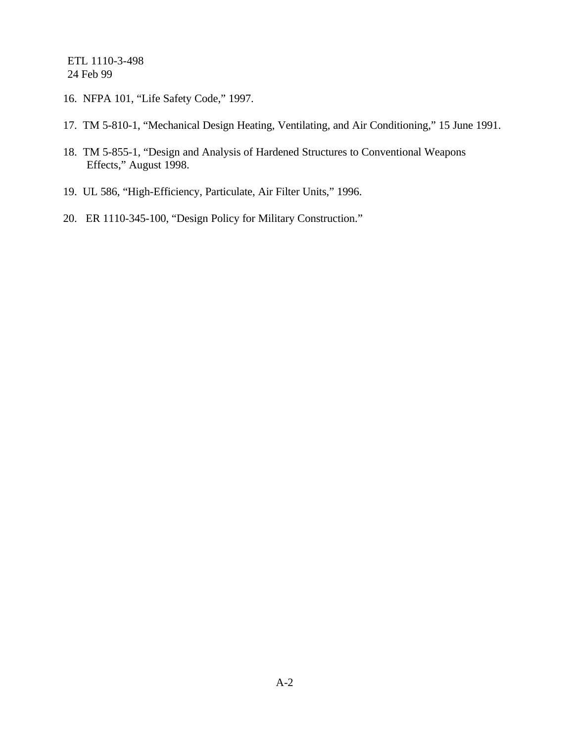16. NFPA 101, “Life Safety Code,” 1997.

17. TM 5-810-1, “Mechanical Design Heating, Ventilating, and Air Conditioning,” 15 June 1991.

18. TM 5-855-1, “Design and Analysis of Hardened Structures to Conventional Weapons Effects,” August 1998.

19. UL 586, “High-Efficiency, Particulate, Air Filter Units,” 1996.

20. ER 1110-345-100, “Design Policy for Military Construction.”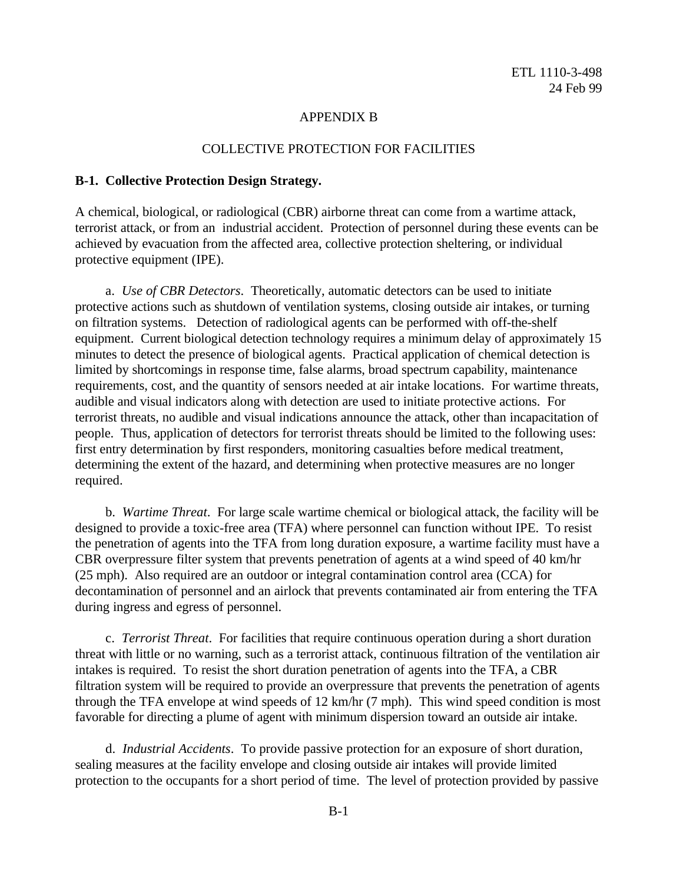# APPENDIX B

## COLLECTIVE PROTECTION FOR FACILITIES

**B-1. Collective Protection Design Strategy.**

A chemical, biological, or radiological (CBR) airborne threat can come from a wartime attack, terrorist attack, or from an industrial accident. Protection of personnel during these events can be achieved by evacuation from the affected area, collective protection sheltering, or individual protective equipment (IPE).

a. *Use of CBR Detectors*. Theoretically, automatic detectors can be used to initiate protective actions such as shutdown of ventilation systems, closing outside air intakes, or turning on filtration systems. Detection of radiological agents can be performed with off-the-shelf equipment. Current biological detection technology requires a minimum delay of approximately 15 minutes to detect the presence of biological agents. Practical application of chemical detection is limited by shortcomings in response time, false alarms, broad spectrum capability, maintenance requirements, cost, and the quantity of sensors needed at air intake locations. For wartime threats, audible and visual indicators along with detection are used to initiate protective actions. For terrorist threats, no audible and visual indications announce the attack, other than incapacitation of people. Thus, application of detectors for terrorist threats should be limited to the following uses: first entry determination by first responders, monitoring casualties before medical treatment, determining the extent of the hazard, and determining when protective measures are no longer required.

b. *Wartime Threat*. For large scale wartime chemical or biological attack, the facility will be designed to provide a toxic-free area (TFA) where personnel can function without IPE. To resist the penetration of agents into the TFA from long duration exposure, a wartime facility must have a CBR overpressure filter system that prevents penetration of agents at a wind speed of 40 km/hr (25 mph). Also required are an outdoor or integral contamination control area (CCA) for decontamination of personnel and an airlock that prevents contaminated air from entering the TFA during ingress and egress of personnel.

c. *Terrorist Threat*. For facilities that require continuous operation during a short duration threat with little or no warning, such as a terrorist attack, continuous filtration of the ventilation air intakes is required. To resist the short duration penetration of agents into the TFA, a CBR filtration system will be required to provide an overpressure that prevents the penetration of agents through the TFA envelope at wind speeds of 12 km/hr (7 mph). This wind speed condition is most favorable for directing a plume of agent with minimum dispersion toward an outside air intake.

d. *Industrial Accidents*. To provide passive protection for an exposure of short duration, sealing measures at the facility envelope and closing outside air intakes will provide limited protection to the occupants for a short period of time. The level of protection provided by passive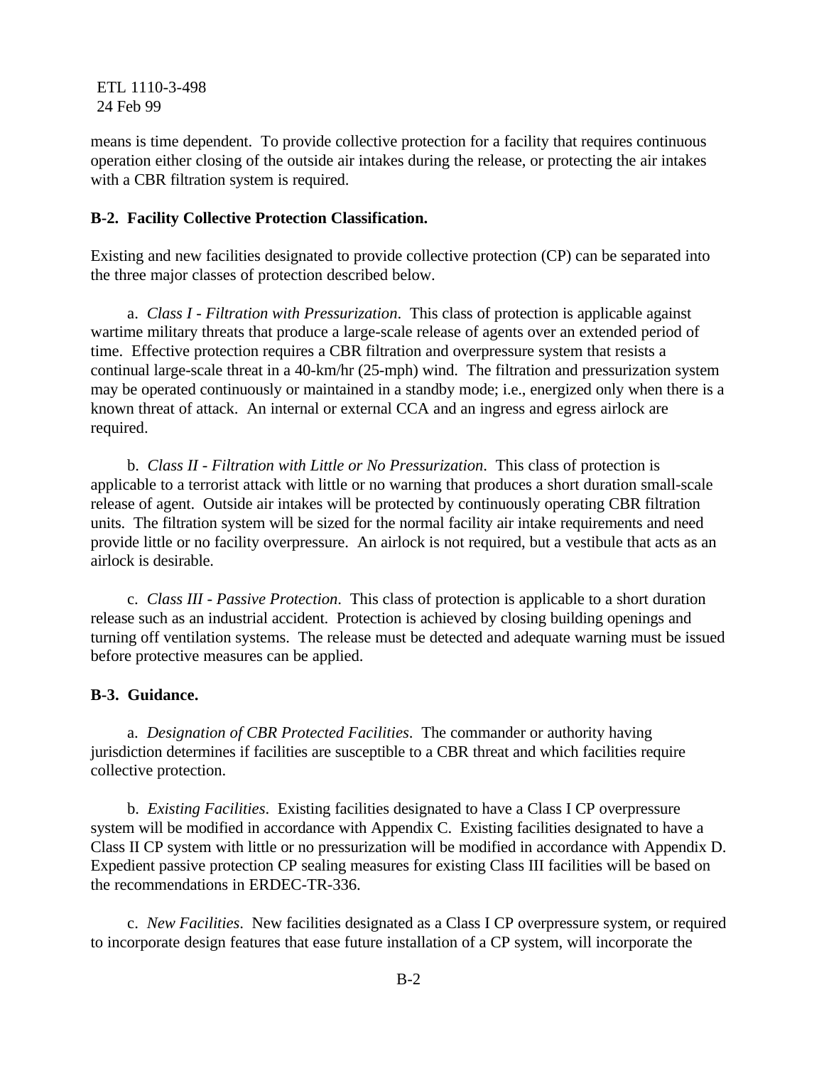means is time dependent. To provide collective protection for a facility that requires continuous operation either closing of the outside air intakes during the release, or protecting the air intakes with a CBR filtration system is required.

**B-2. Facility Collective Protection Classification.**

Existing and new facilities designated to provide collective protection (CP) can be separated into the three major classes of protection described below.

a. *Class I - Filtration with Pressurization*. This class of protection is applicable against wartime military threats that produce a large-scale release of agents over an extended period of time. Effective protection requires a CBR filtration and overpressure system that resists a continual large-scale threat in a 40-km/hr (25-mph) wind. The filtration and pressurization system may be operated continuously or maintained in a standby mode; i.e., energized only when there is a known threat of attack. An internal or external CCA and an ingress and egress airlock are required.

b. *Class II - Filtration with Little or No Pressurization*. This class of protection is applicable to a terrorist attack with little or no warning that produces a short duration small-scale release of agent. Outside air intakes will be protected by continuously operating CBR filtration units. The filtration system will be sized for the normal facility air intake requirements and need provide little or no facility overpressure. An airlock is not required, but a vestibule that acts as an airlock is desirable.

c. *Class III - Passive Protection*. This class of protection is applicable to a short duration release such as an industrial accident. Protection is achieved by closing building openings and turning off ventilation systems. The release must be detected and adequate warning must be issued before protective measures can be applied.

**B-3. Guidance.**

a. *Designation of CBR Protected Facilities*. The commander or authority having jurisdiction determines if facilities are susceptible to a CBR threat and which facilities require collective protection.

b. *Existing Facilities*. Existing facilities designated to have a Class I CP overpressure system will be modified in accordance with Appendix C. Existing facilities designated to have a Class II CP system with little or no pressurization will be modified in accordance with Appendix D. Expedient passive protection CP sealing measures for existing Class III facilities will be based on the recommendations in ERDEC-TR-336.

c. *New Facilities*. New facilities designated as a Class I CP overpressure system, or required to incorporate design features that ease future installation of a CP system, will incorporate the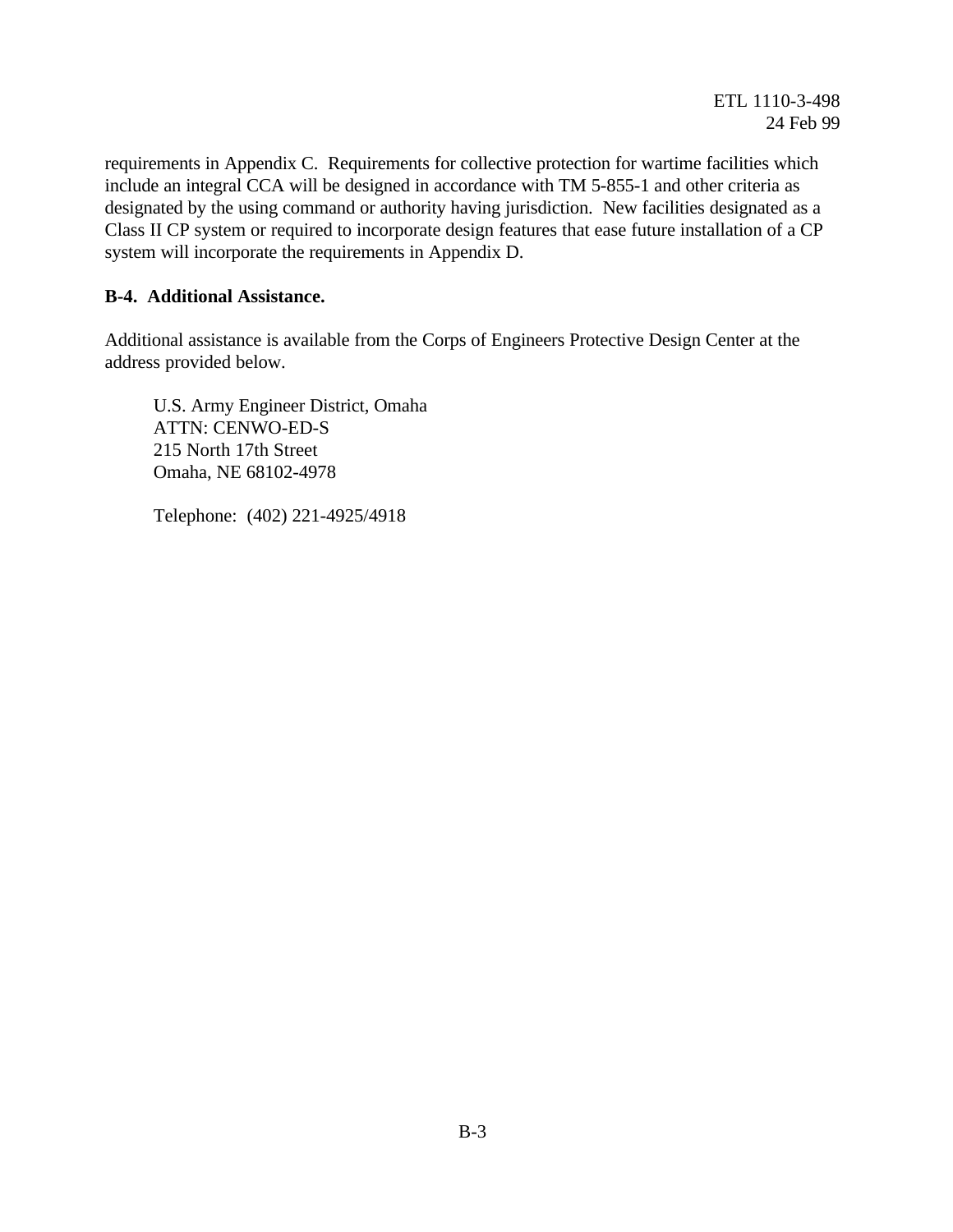requirements in Appendix C. Requirements for collective protection for wartime facilities which include an integral CCA will be designed in accordance with TM 5-855-1 and other criteria as designated by the using command or authority having jurisdiction. New facilities designated as a Class II CP system or required to incorporate design features that ease future installation of a CP system will incorporate the requirements in Appendix D.

**B-4. Additional Assistance.**

Additional assistance is available from the Corps of Engineers Protective Design Center at the address provided below.

U.S. Army Engineer District, Omaha
ATTN: CENWO-ED-S
215 North 17th Street
Omaha, NE 68102-4978

Telephone: (402) 221-4925/4918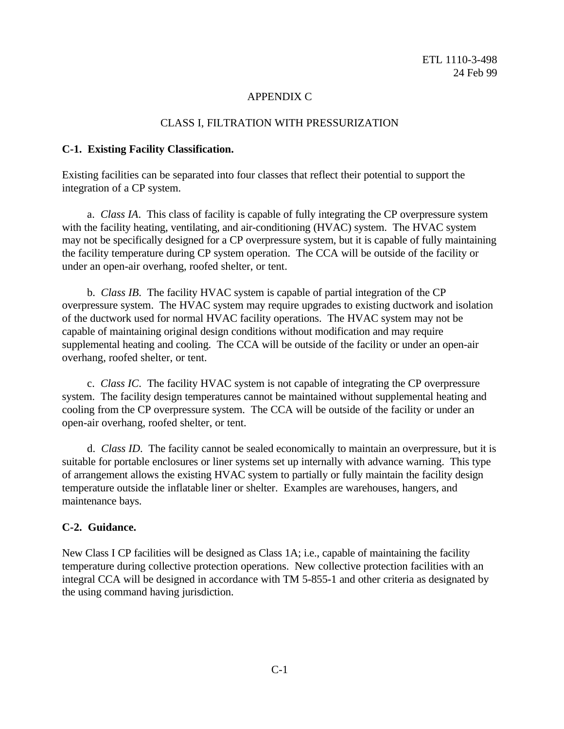# APPENDIX C

## CLASS I, FILTRATION WITH PRESSURIZATION

### C-1. Existing Facility Classification.

Existing facilities can be separated into four classes that reflect their potential to support the integration of a CP system.

a. *Class IA*. This class of facility is capable of fully integrating the CP overpressure system with the facility heating, ventilating, and air-conditioning (HVAC) system. The HVAC system may not be specifically designed for a CP overpressure system, but it is capable of fully maintaining the facility temperature during CP system operation. The CCA will be outside of the facility or under an open-air overhang, roofed shelter, or tent.

b. *Class IB*. The facility HVAC system is capable of partial integration of the CP overpressure system. The HVAC system may require upgrades to existing ductwork and isolation of the ductwork used for normal HVAC facility operations. The HVAC system may not be capable of maintaining original design conditions without modification and may require supplemental heating and cooling. The CCA will be outside of the facility or under an open-air overhang, roofed shelter, or tent.

c. *Class IC*. The facility HVAC system is not capable of integrating the CP overpressure system. The facility design temperatures cannot be maintained without supplemental heating and cooling from the CP overpressure system. The CCA will be outside of the facility or under an open-air overhang, roofed shelter, or tent.

d. *Class ID*. The facility cannot be sealed economically to maintain an overpressure, but it is suitable for portable enclosures or liner systems set up internally with advance warning. This type of arrangement allows the existing HVAC system to partially or fully maintain the facility design temperature outside the inflatable liner or shelter. Examples are warehouses, hangers, and maintenance bays.

### C-2. Guidance.

New Class I CP facilities will be designed as Class 1A; i.e., capable of maintaining the facility temperature during collective protection operations. New collective protection facilities with an integral CCA will be designed in accordance with TM 5-855-1 and other criteria as designated by the using command having jurisdiction.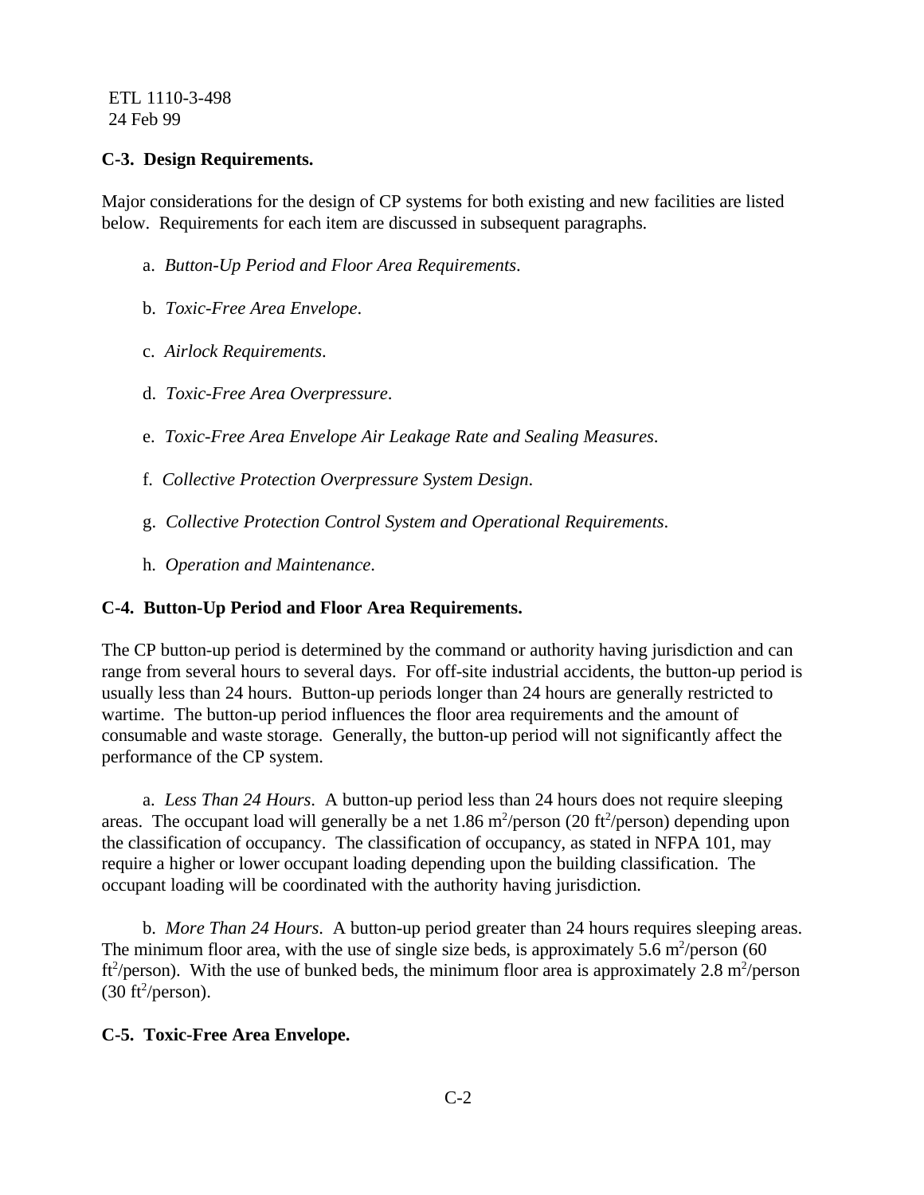## C-3. Design Requirements.

Major considerations for the design of CP systems for both existing and new facilities are listed below. Requirements for each item are discussed in subsequent paragraphs.

a. *Button-Up Period and Floor Area Requirements*.

b. *Toxic-Free Area Envelope*.

c. *Airlock Requirements*.

d. *Toxic-Free Area Overpressure*.

e. *Toxic-Free Area Envelope Air Leakage Rate and Sealing Measures*.

f. *Collective Protection Overpressure System Design*.

g. *Collective Protection Control System and Operational Requirements*.

h. *Operation and Maintenance*.

## C-4. Button-Up Period and Floor Area Requirements.

The CP button-up period is determined by the command or authority having jurisdiction and can range from several hours to several days. For off-site industrial accidents, the button-up period is usually less than 24 hours. Button-up periods longer than 24 hours are generally restricted to wartime. The button-up period influences the floor area requirements and the amount of consumable and waste storage. Generally, the button-up period will not significantly affect the performance of the CP system.

a. *Less Than 24 Hours*. A button-up period less than 24 hours does not require sleeping areas. The occupant load will generally be a net 1.86 $m^2$/person (20 $ft^2$/person) depending upon the classification of occupancy. The classification of occupancy, as stated in NFPA 101, may require a higher or lower occupant loading depending upon the building classification. The occupant loading will be coordinated with the authority having jurisdiction.

b. *More Than 24 Hours*. A button-up period greater than 24 hours requires sleeping areas. The minimum floor area, with the use of single size beds, is approximately 5.6 $m^2$/person (60 $ft^2$/person). With the use of bunked beds, the minimum floor area is approximately 2.8 $m^2$/person (30 $ft^2$/person).

## C-5. Toxic-Free Area Envelope.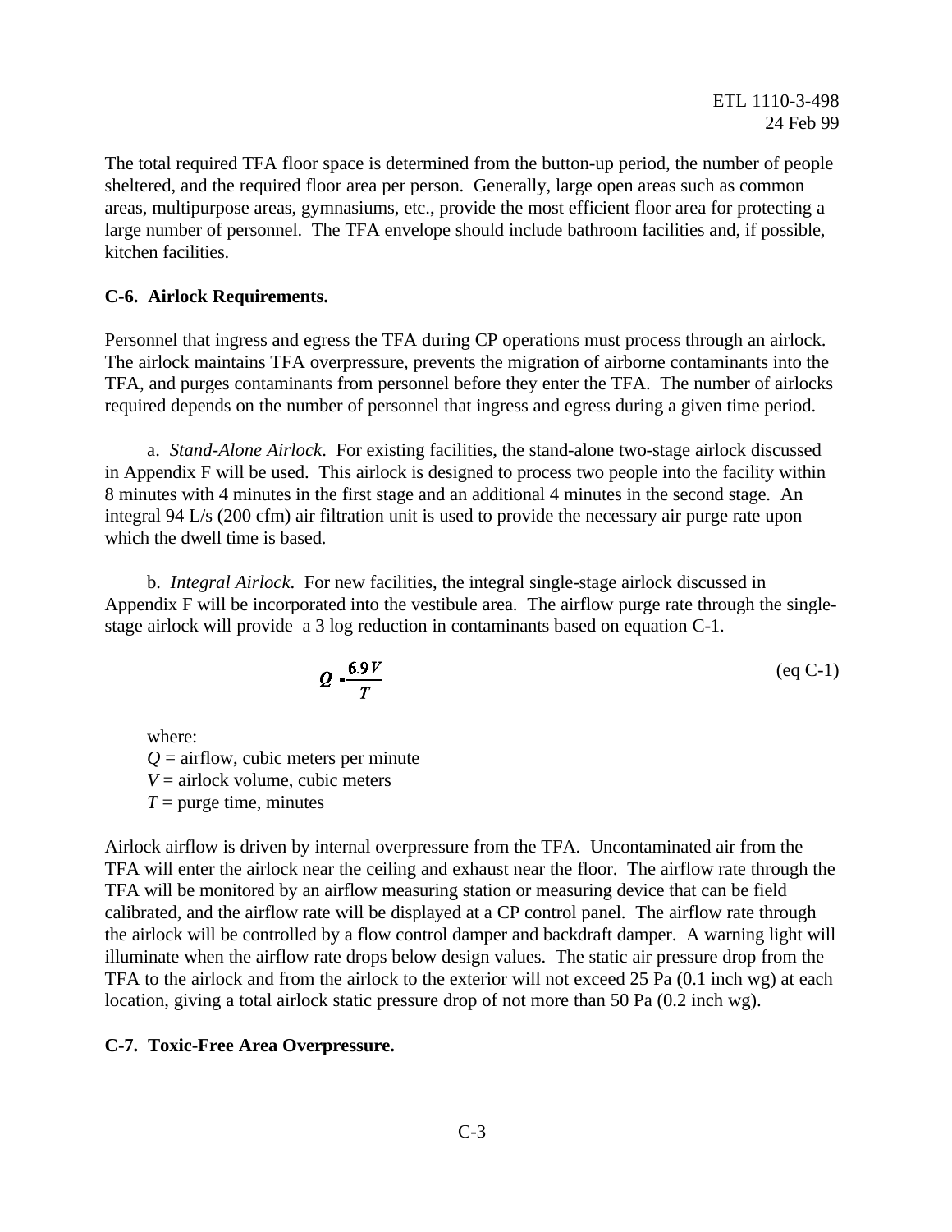The total required TFA floor space is determined from the button-up period, the number of people sheltered, and the required floor area per person. Generally, large open areas such as common areas, multipurpose areas, gymnasiums, etc., provide the most efficient floor area for protecting a large number of personnel. The TFA envelope should include bathroom facilities and, if possible, kitchen facilities.

## C-6. Airlock Requirements.

Personnel that ingress and egress the TFA during CP operations must process through an airlock. The airlock maintains TFA overpressure, prevents the migration of airborne contaminants into the TFA, and purges contaminants from personnel before they enter the TFA. The number of airlocks required depends on the number of personnel that ingress and egress during a given time period.

a. *Stand-Alone Airlock*. For existing facilities, the stand-alone two-stage airlock discussed in Appendix F will be used. This airlock is designed to process two people into the facility within 8 minutes with 4 minutes in the first stage and an additional 4 minutes in the second stage. An integral 94 L/s (200 cfm) air filtration unit is used to provide the necessary air purge rate upon which the dwell time is based.

b. *Integral Airlock*. For new facilities, the integral single-stage airlock discussed in Appendix F will be incorporated into the vestibule area. The airflow purge rate through the single-stage airlock will provide a 3 log reduction in contaminants based on equation C-1.

$$Q = \frac{6.9V}{T} \qquad \text{(eq C-1)}$$

where:
$Q$ = airflow, cubic meters per minute
$V$ = airlock volume, cubic meters
$T$ = purge time, minutes

Airlock airflow is driven by internal overpressure from the TFA. Uncontaminated air from the TFA will enter the airlock near the ceiling and exhaust near the floor. The airflow rate through the TFA will be monitored by an airflow measuring station or measuring device that can be field calibrated, and the airflow rate will be displayed at a CP control panel. The airflow rate through the airlock will be controlled by a flow control damper and backdraft damper. A warning light will illuminate when the airflow rate drops below design values. The static air pressure drop from the TFA to the airlock and from the airlock to the exterior will not exceed 25 Pa (0.1 inch wg) at each location, giving a total airlock static pressure drop of not more than 50 Pa (0.2 inch wg).

## C-7. Toxic-Free Area Overpressure.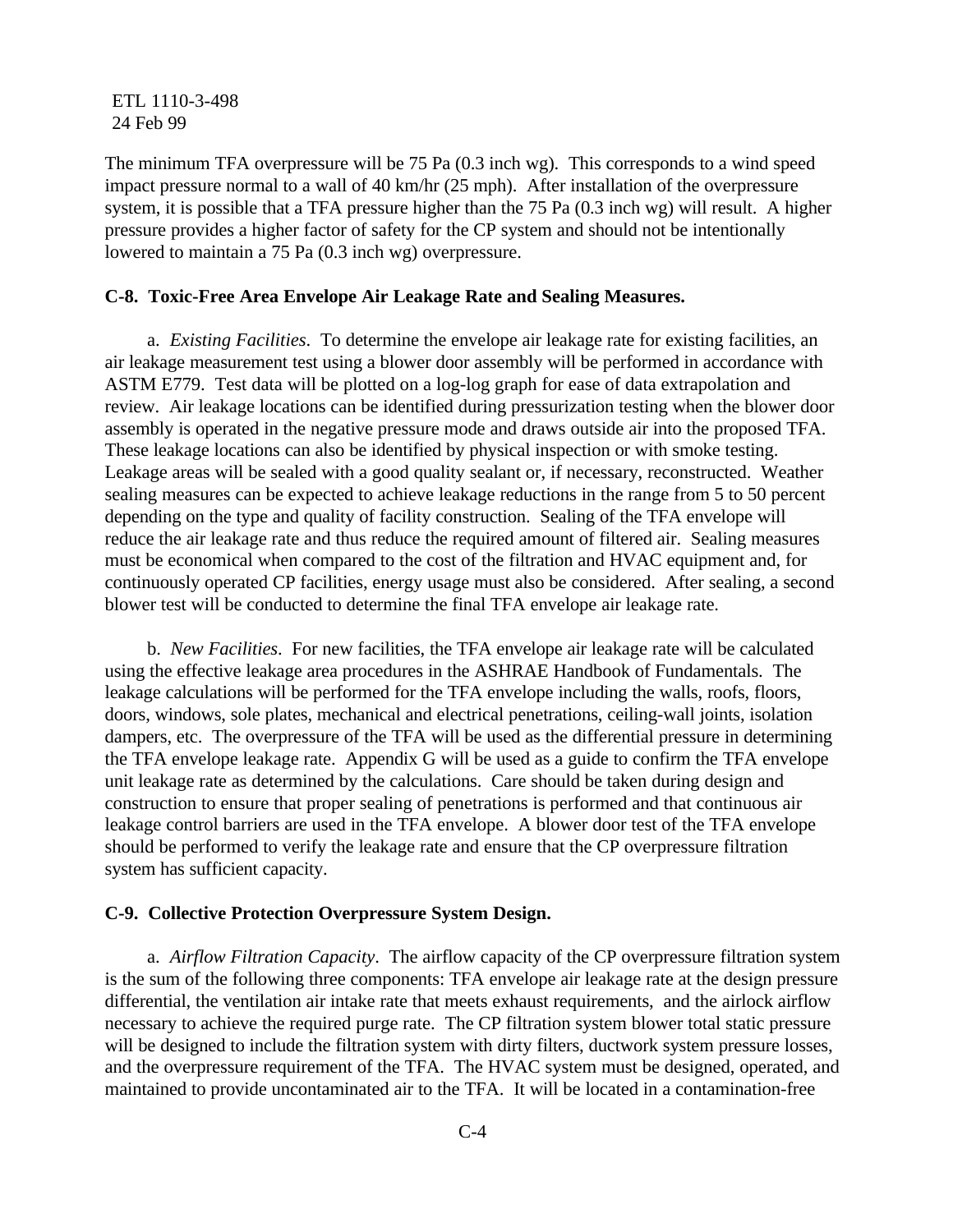The minimum TFA overpressure will be 75 Pa (0.3 inch wg). This corresponds to a wind speed impact pressure normal to a wall of 40 km/hr (25 mph). After installation of the overpressure system, it is possible that a TFA pressure higher than the 75 Pa (0.3 inch wg) will result. A higher pressure provides a higher factor of safety for the CP system and should not be intentionally lowered to maintain a 75 Pa (0.3 inch wg) overpressure.

## C-8. Toxic-Free Area Envelope Air Leakage Rate and Sealing Measures.

a. *Existing Facilities*. To determine the envelope air leakage rate for existing facilities, an air leakage measurement test using a blower door assembly will be performed in accordance with ASTM E779. Test data will be plotted on a log-log graph for ease of data extrapolation and review. Air leakage locations can be identified during pressurization testing when the blower door assembly is operated in the negative pressure mode and draws outside air into the proposed TFA. These leakage locations can also be identified by physical inspection or with smoke testing. Leakage areas will be sealed with a good quality sealant or, if necessary, reconstructed. Weather sealing measures can be expected to achieve leakage reductions in the range from 5 to 50 percent depending on the type and quality of facility construction. Sealing of the TFA envelope will reduce the air leakage rate and thus reduce the required amount of filtered air. Sealing measures must be economical when compared to the cost of the filtration and HVAC equipment and, for continuously operated CP facilities, energy usage must also be considered. After sealing, a second blower test will be conducted to determine the final TFA envelope air leakage rate.

b. *New Facilities*. For new facilities, the TFA envelope air leakage rate will be calculated using the effective leakage area procedures in the ASHRAE Handbook of Fundamentals. The leakage calculations will be performed for the TFA envelope including the walls, roofs, floors, doors, windows, sole plates, mechanical and electrical penetrations, ceiling-wall joints, isolation dampers, etc. The overpressure of the TFA will be used as the differential pressure in determining the TFA envelope leakage rate. Appendix G will be used as a guide to confirm the TFA envelope unit leakage rate as determined by the calculations. Care should be taken during design and construction to ensure that proper sealing of penetrations is performed and that continuous air leakage control barriers are used in the TFA envelope. A blower door test of the TFA envelope should be performed to verify the leakage rate and ensure that the CP overpressure filtration system has sufficient capacity.

## C-9. Collective Protection Overpressure System Design.

a. *Airflow Filtration Capacity*. The airflow capacity of the CP overpressure filtration system is the sum of the following three components: TFA envelope air leakage rate at the design pressure differential, the ventilation air intake rate that meets exhaust requirements, and the airlock airflow necessary to achieve the required purge rate. The CP filtration system blower total static pressure will be designed to include the filtration system with dirty filters, ductwork system pressure losses, and the overpressure requirement of the TFA. The HVAC system must be designed, operated, and maintained to provide uncontaminated air to the TFA. It will be located in a contamination-free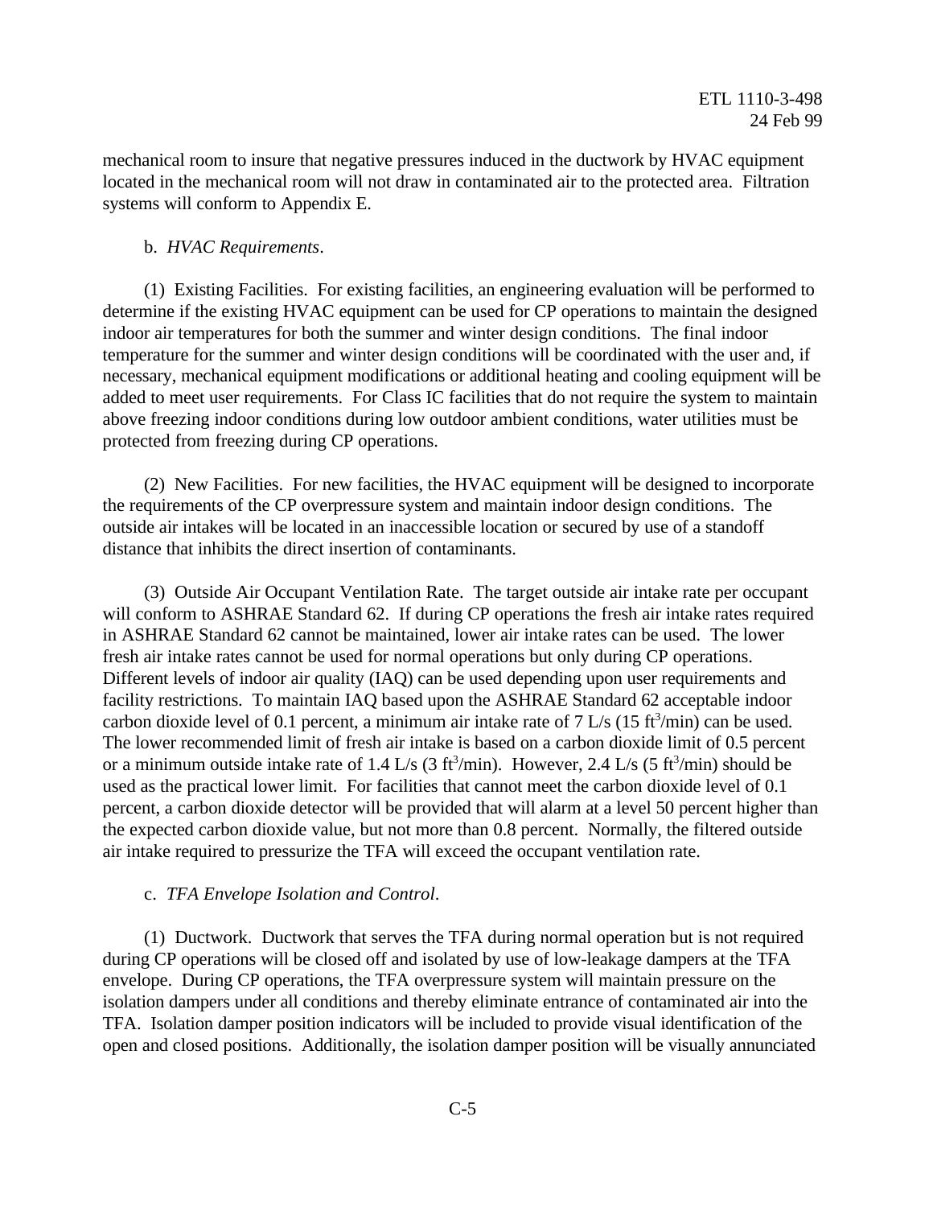mechanical room to insure that negative pressures induced in the ductwork by HVAC equipment located in the mechanical room will not draw in contaminated air to the protected area. Filtration systems will conform to Appendix E.

b. *HVAC Requirements*.

(1) Existing Facilities. For existing facilities, an engineering evaluation will be performed to determine if the existing HVAC equipment can be used for CP operations to maintain the designed indoor air temperatures for both the summer and winter design conditions. The final indoor temperature for the summer and winter design conditions will be coordinated with the user and, if necessary, mechanical equipment modifications or additional heating and cooling equipment will be added to meet user requirements. For Class IC facilities that do not require the system to maintain above freezing indoor conditions during low outdoor ambient conditions, water utilities must be protected from freezing during CP operations.

(2) New Facilities. For new facilities, the HVAC equipment will be designed to incorporate the requirements of the CP overpressure system and maintain indoor design conditions. The outside air intakes will be located in an inaccessible location or secured by use of a standoff distance that inhibits the direct insertion of contaminants.

(3) Outside Air Occupant Ventilation Rate. The target outside air intake rate per occupant will conform to ASHRAE Standard 62. If during CP operations the fresh air intake rates required in ASHRAE Standard 62 cannot be maintained, lower air intake rates can be used. The lower fresh air intake rates cannot be used for normal operations but only during CP operations. Different levels of indoor air quality (IAQ) can be used depending upon user requirements and facility restrictions. To maintain IAQ based upon the ASHRAE Standard 62 acceptable indoor carbon dioxide level of 0.1 percent, a minimum air intake rate of 7 L/s (15 $ft^3$/min) can be used. The lower recommended limit of fresh air intake is based on a carbon dioxide limit of 0.5 percent or a minimum outside intake rate of 1.4 L/s (3 $ft^3$/min). However, 2.4 L/s (5 $ft^3$/min) should be used as the practical lower limit. For facilities that cannot meet the carbon dioxide level of 0.1 percent, a carbon dioxide detector will be provided that will alarm at a level 50 percent higher than the expected carbon dioxide value, but not more than 0.8 percent. Normally, the filtered outside air intake required to pressurize the TFA will exceed the occupant ventilation rate.

c. *TFA Envelope Isolation and Control*.

(1) Ductwork. Ductwork that serves the TFA during normal operation but is not required during CP operations will be closed off and isolated by use of low-leakage dampers at the TFA envelope. During CP operations, the TFA overpressure system will maintain pressure on the isolation dampers under all conditions and thereby eliminate entrance of contaminated air into the TFA. Isolation damper position indicators will be included to provide visual identification of the open and closed positions. Additionally, the isolation damper position will be visually annunciated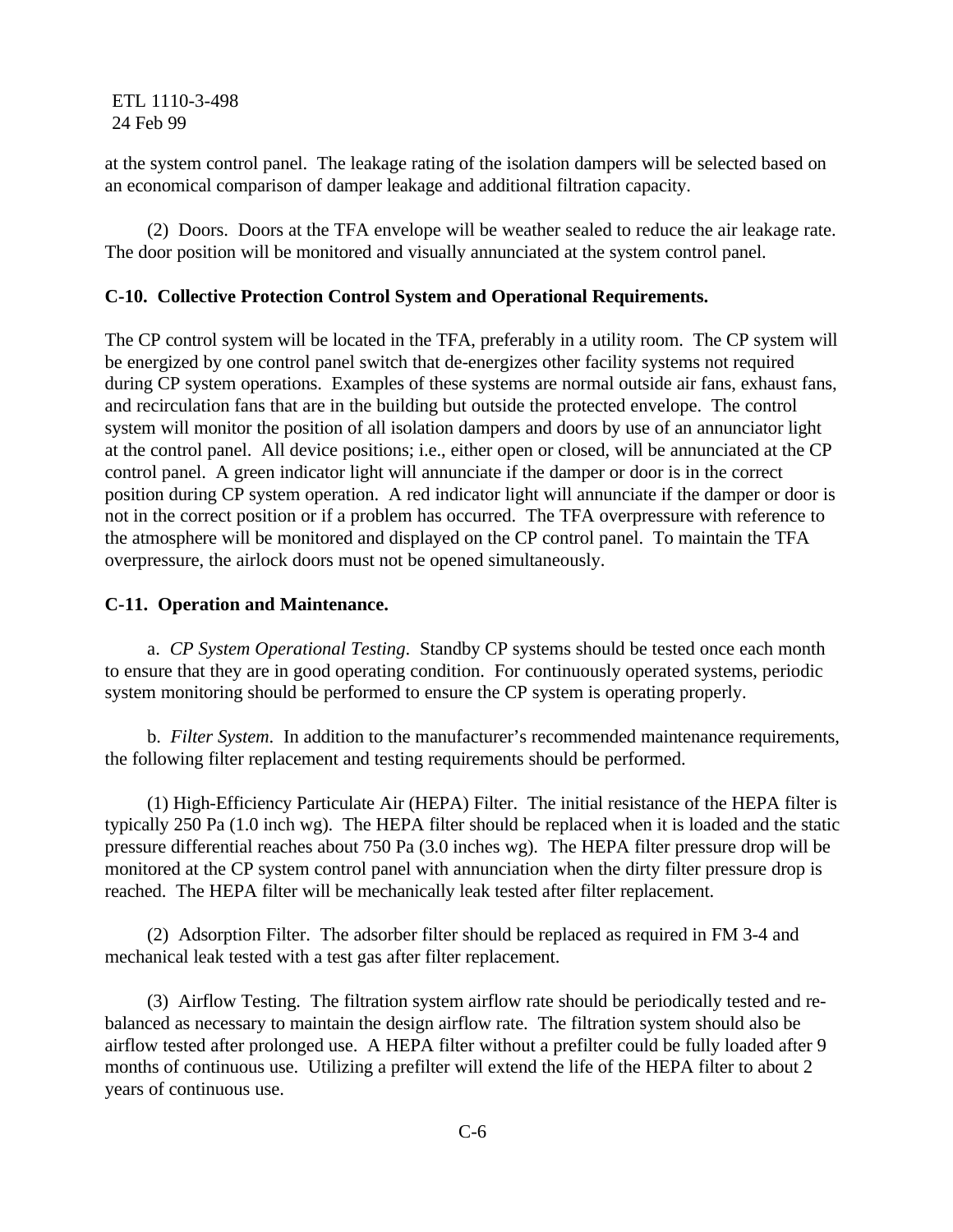at the system control panel. The leakage rating of the isolation dampers will be selected based on an economical comparison of damper leakage and additional filtration capacity.

(2) Doors. Doors at the TFA envelope will be weather sealed to reduce the air leakage rate. The door position will be monitored and visually annunciated at the system control panel.

**C-10. Collective Protection Control System and Operational Requirements.**

The CP control system will be located in the TFA, preferably in a utility room. The CP system will be energized by one control panel switch that de-energizes other facility systems not required during CP system operations. Examples of these systems are normal outside air fans, exhaust fans, and recirculation fans that are in the building but outside the protected envelope. The control system will monitor the position of all isolation dampers and doors by use of an annunciator light at the control panel. All device positions; i.e., either open or closed, will be annunciated at the CP control panel. A green indicator light will annunciate if the damper or door is in the correct position during CP system operation. A red indicator light will annunciate if the damper or door is not in the correct position or if a problem has occurred. The TFA overpressure with reference to the atmosphere will be monitored and displayed on the CP control panel. To maintain the TFA overpressure, the airlock doors must not be opened simultaneously.

**C-11. Operation and Maintenance.**

a. *CP System Operational Testing*. Standby CP systems should be tested once each month to ensure that they are in good operating condition. For continuously operated systems, periodic system monitoring should be performed to ensure the CP system is operating properly.

b. *Filter System*. In addition to the manufacturer's recommended maintenance requirements, the following filter replacement and testing requirements should be performed.

(1) High-Efficiency Particulate Air (HEPA) Filter. The initial resistance of the HEPA filter is typically 250 Pa (1.0 inch wg). The HEPA filter should be replaced when it is loaded and the static pressure differential reaches about 750 Pa (3.0 inches wg). The HEPA filter pressure drop will be monitored at the CP system control panel with annunciation when the dirty filter pressure drop is reached. The HEPA filter will be mechanically leak tested after filter replacement.

(2) Adsorption Filter. The adsorber filter should be replaced as required in FM 3-4 and mechanical leak tested with a test gas after filter replacement.

(3) Airflow Testing. The filtration system airflow rate should be periodically tested and re-balanced as necessary to maintain the design airflow rate. The filtration system should also be airflow tested after prolonged use. A HEPA filter without a prefilter could be fully loaded after 9 months of continuous use. Utilizing a prefilter will extend the life of the HEPA filter to about 2 years of continuous use.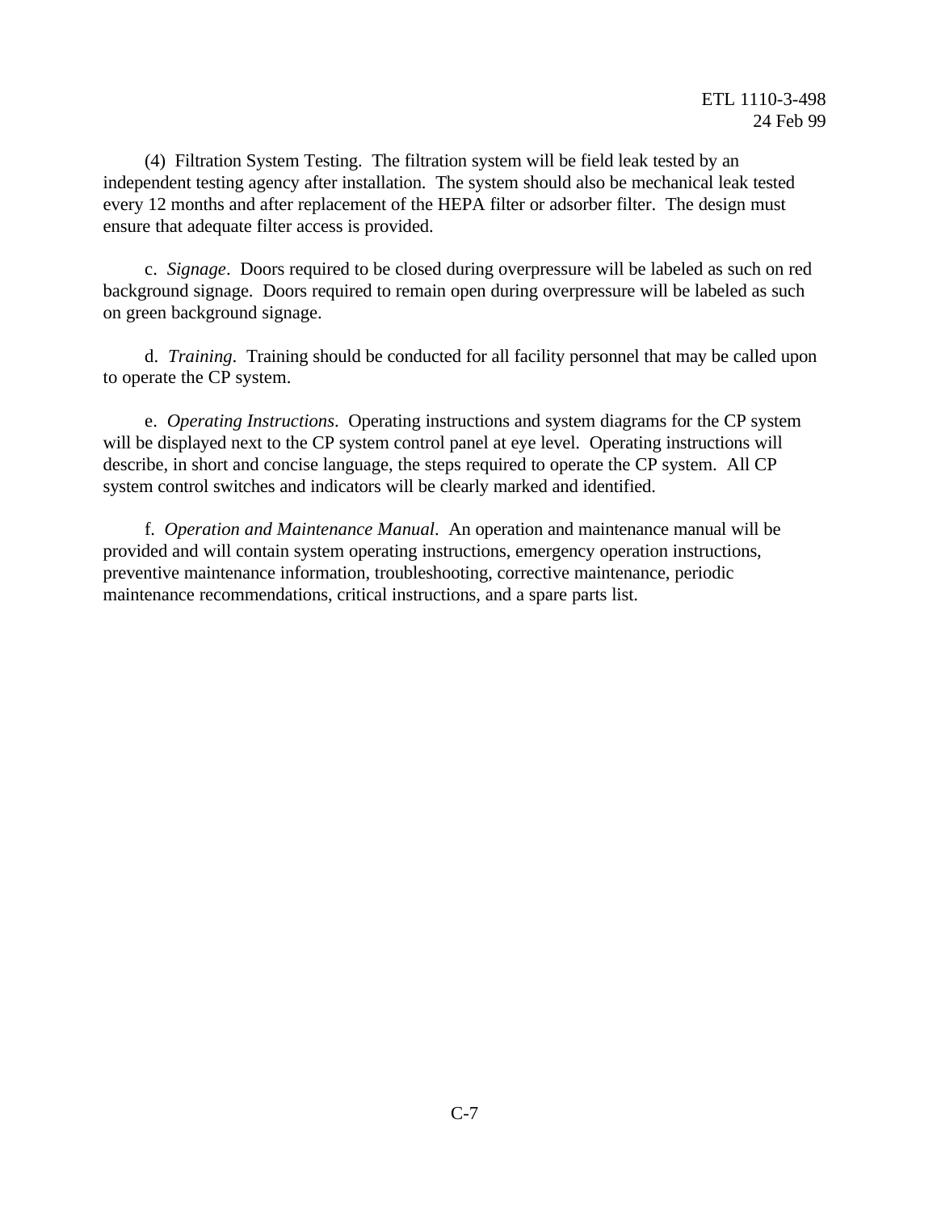(4) Filtration System Testing. The filtration system will be field leak tested by an independent testing agency after installation. The system should also be mechanical leak tested every 12 months and after replacement of the HEPA filter or adsorber filter. The design must ensure that adequate filter access is provided.

c. *Signage*. Doors required to be closed during overpressure will be labeled as such on red background signage. Doors required to remain open during overpressure will be labeled as such on green background signage.

d. *Training*. Training should be conducted for all facility personnel that may be called upon to operate the CP system.

e. *Operating Instructions*. Operating instructions and system diagrams for the CP system will be displayed next to the CP system control panel at eye level. Operating instructions will describe, in short and concise language, the steps required to operate the CP system. All CP system control switches and indicators will be clearly marked and identified.

f. *Operation and Maintenance Manual*. An operation and maintenance manual will be provided and will contain system operating instructions, emergency operation instructions, preventive maintenance information, troubleshooting, corrective maintenance, periodic maintenance recommendations, critical instructions, and a spare parts list.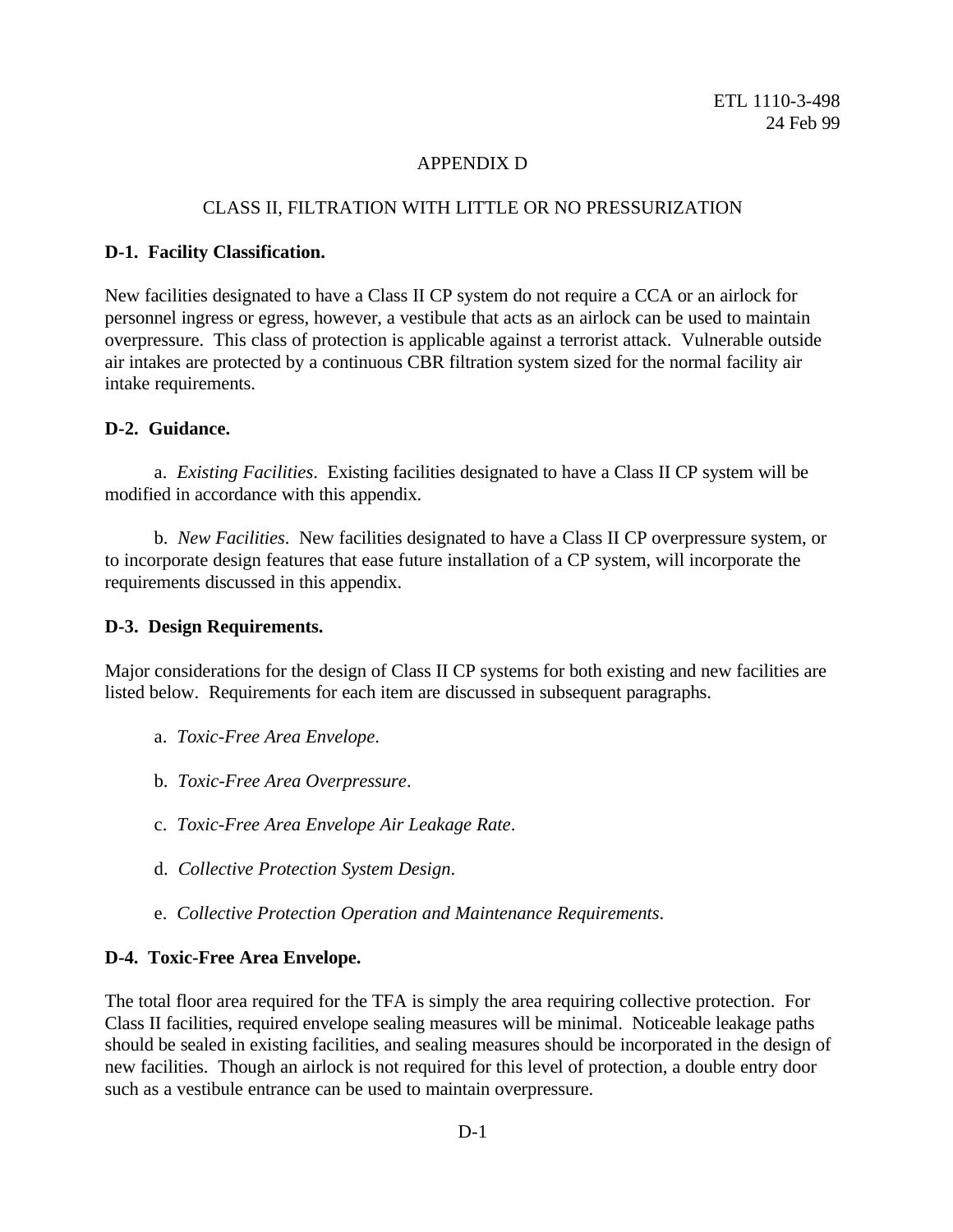# APPENDIX D

## CLASS II, FILTRATION WITH LITTLE OR NO PRESSURIZATION

### D-1. Facility Classification.

New facilities designated to have a Class II CP system do not require a CCA or an airlock for personnel ingress or egress, however, a vestibule that acts as an airlock can be used to maintain overpressure. This class of protection is applicable against a terrorist attack. Vulnerable outside air intakes are protected by a continuous CBR filtration system sized for the normal facility air intake requirements.

### D-2. Guidance.

a. *Existing Facilities*. Existing facilities designated to have a Class II CP system will be modified in accordance with this appendix.

b. *New Facilities*. New facilities designated to have a Class II CP overpressure system, or to incorporate design features that ease future installation of a CP system, will incorporate the requirements discussed in this appendix.

### D-3. Design Requirements.

Major considerations for the design of Class II CP systems for both existing and new facilities are listed below. Requirements for each item are discussed in subsequent paragraphs.

a. *Toxic-Free Area Envelope*.

b. *Toxic-Free Area Overpressure*.

c. *Toxic-Free Area Envelope Air Leakage Rate*.

d. *Collective Protection System Design*.

e. *Collective Protection Operation and Maintenance Requirements*.

### D-4. Toxic-Free Area Envelope.

The total floor area required for the TFA is simply the area requiring collective protection. For Class II facilities, required envelope sealing measures will be minimal. Noticeable leakage paths should be sealed in existing facilities, and sealing measures should be incorporated in the design of new facilities. Though an airlock is not required for this level of protection, a double entry door such as a vestibule entrance can be used to maintain overpressure.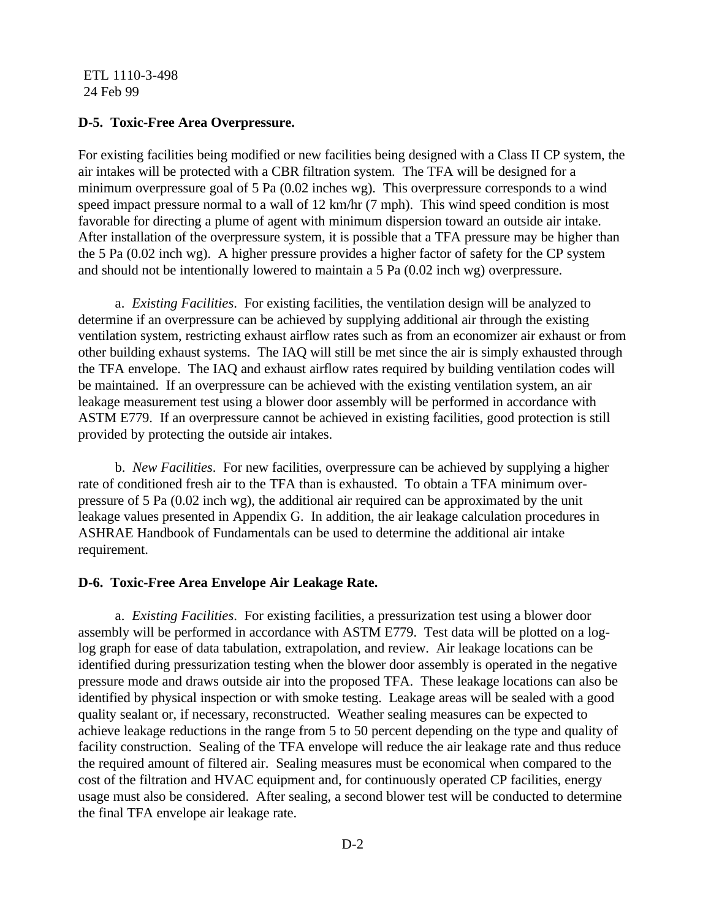**D-5. Toxic-Free Area Overpressure.**

For existing facilities being modified or new facilities being designed with a Class II CP system, the air intakes will be protected with a CBR filtration system. The TFA will be designed for a minimum overpressure goal of 5 Pa (0.02 inches wg). This overpressure corresponds to a wind speed impact pressure normal to a wall of 12 km/hr (7 mph). This wind speed condition is most favorable for directing a plume of agent with minimum dispersion toward an outside air intake. After installation of the overpressure system, it is possible that a TFA pressure may be higher than the 5 Pa (0.02 inch wg). A higher pressure provides a higher factor of safety for the CP system and should not be intentionally lowered to maintain a 5 Pa (0.02 inch wg) overpressure.

a. *Existing Facilities*. For existing facilities, the ventilation design will be analyzed to determine if an overpressure can be achieved by supplying additional air through the existing ventilation system, restricting exhaust airflow rates such as from an economizer air exhaust or from other building exhaust systems. The IAQ will still be met since the air is simply exhausted through the TFA envelope. The IAQ and exhaust airflow rates required by building ventilation codes will be maintained. If an overpressure can be achieved with the existing ventilation system, an air leakage measurement test using a blower door assembly will be performed in accordance with ASTM E779. If an overpressure cannot be achieved in existing facilities, good protection is still provided by protecting the outside air intakes.

b. *New Facilities*. For new facilities, overpressure can be achieved by supplying a higher rate of conditioned fresh air to the TFA than is exhausted. To obtain a TFA minimum overpressure of 5 Pa (0.02 inch wg), the additional air required can be approximated by the unit leakage values presented in Appendix G. In addition, the air leakage calculation procedures in ASHRAE Handbook of Fundamentals can be used to determine the additional air intake requirement.

**D-6. Toxic-Free Area Envelope Air Leakage Rate.**

a. *Existing Facilities*. For existing facilities, a pressurization test using a blower door assembly will be performed in accordance with ASTM E779. Test data will be plotted on a log-log graph for ease of data tabulation, extrapolation, and review. Air leakage locations can be identified during pressurization testing when the blower door assembly is operated in the negative pressure mode and draws outside air into the proposed TFA. These leakage locations can also be identified by physical inspection or with smoke testing. Leakage areas will be sealed with a good quality sealant or, if necessary, reconstructed. Weather sealing measures can be expected to achieve leakage reductions in the range from 5 to 50 percent depending on the type and quality of facility construction. Sealing of the TFA envelope will reduce the air leakage rate and thus reduce the required amount of filtered air. Sealing measures must be economical when compared to the cost of the filtration and HVAC equipment and, for continuously operated CP facilities, energy usage must also be considered. After sealing, a second blower test will be conducted to determine the final TFA envelope air leakage rate.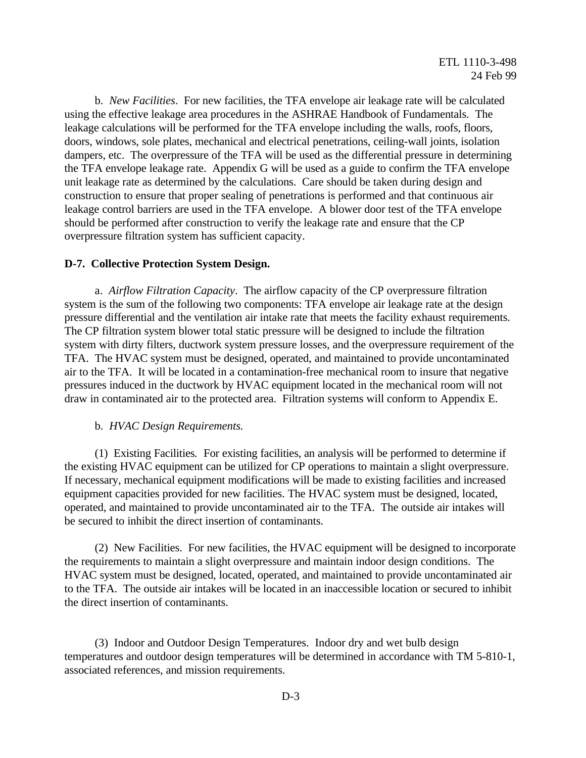b. *New Facilities*. For new facilities, the TFA envelope air leakage rate will be calculated using the effective leakage area procedures in the ASHRAE Handbook of Fundamentals. The leakage calculations will be performed for the TFA envelope including the walls, roofs, floors, doors, windows, sole plates, mechanical and electrical penetrations, ceiling-wall joints, isolation dampers, etc. The overpressure of the TFA will be used as the differential pressure in determining the TFA envelope leakage rate. Appendix G will be used as a guide to confirm the TFA envelope unit leakage rate as determined by the calculations. Care should be taken during design and construction to ensure that proper sealing of penetrations is performed and that continuous air leakage control barriers are used in the TFA envelope. A blower door test of the TFA envelope should be performed after construction to verify the leakage rate and ensure that the CP overpressure filtration system has sufficient capacity.

**D-7. Collective Protection System Design.**

a. *Airflow Filtration Capacity*. The airflow capacity of the CP overpressure filtration system is the sum of the following two components: TFA envelope air leakage rate at the design pressure differential and the ventilation air intake rate that meets the facility exhaust requirements. The CP filtration system blower total static pressure will be designed to include the filtration system with dirty filters, ductwork system pressure losses, and the overpressure requirement of the TFA. The HVAC system must be designed, operated, and maintained to provide uncontaminated air to the TFA. It will be located in a contamination-free mechanical room to insure that negative pressures induced in the ductwork by HVAC equipment located in the mechanical room will not draw in contaminated air to the protected area. Filtration systems will conform to Appendix E.

b. *HVAC Design Requirements.*

(1) Existing Facilities*.* For existing facilities, an analysis will be performed to determine if the existing HVAC equipment can be utilized for CP operations to maintain a slight overpressure. If necessary, mechanical equipment modifications will be made to existing facilities and increased equipment capacities provided for new facilities. The HVAC system must be designed, located, operated, and maintained to provide uncontaminated air to the TFA. The outside air intakes will be secured to inhibit the direct insertion of contaminants.

(2) New Facilities. For new facilities, the HVAC equipment will be designed to incorporate the requirements to maintain a slight overpressure and maintain indoor design conditions. The HVAC system must be designed, located, operated, and maintained to provide uncontaminated air to the TFA. The outside air intakes will be located in an inaccessible location or secured to inhibit the direct insertion of contaminants.

(3) Indoor and Outdoor Design Temperatures. Indoor dry and wet bulb design temperatures and outdoor design temperatures will be determined in accordance with TM 5-810-1, associated references, and mission requirements.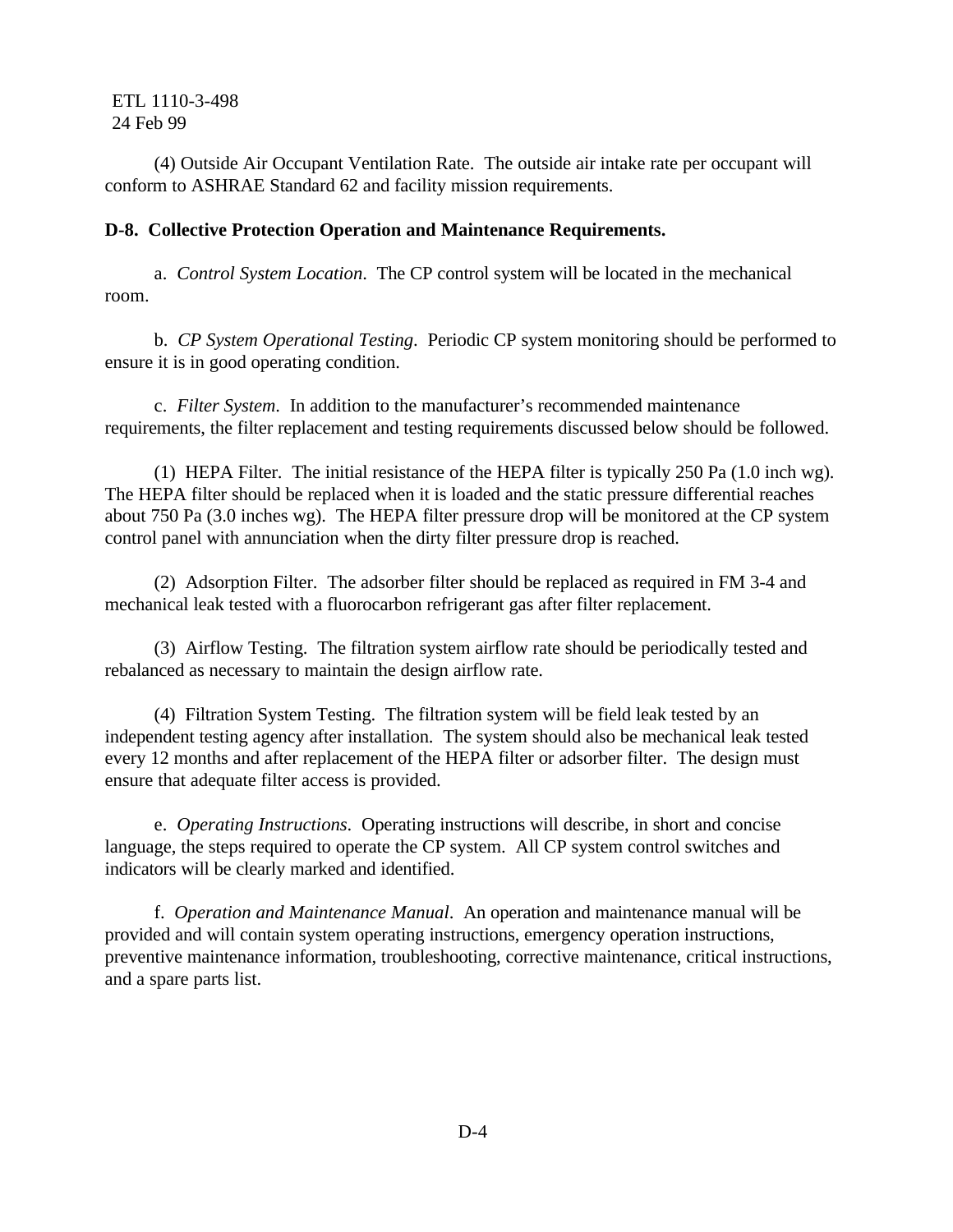(4) Outside Air Occupant Ventilation Rate. The outside air intake rate per occupant will conform to ASHRAE Standard 62 and facility mission requirements.

**D-8. Collective Protection Operation and Maintenance Requirements.**

a. *Control System Location*. The CP control system will be located in the mechanical room.

b. *CP System Operational Testing*. Periodic CP system monitoring should be performed to ensure it is in good operating condition.

c. *Filter System*. In addition to the manufacturer's recommended maintenance requirements, the filter replacement and testing requirements discussed below should be followed.

(1) HEPA Filter. The initial resistance of the HEPA filter is typically 250 Pa (1.0 inch wg). The HEPA filter should be replaced when it is loaded and the static pressure differential reaches about 750 Pa (3.0 inches wg). The HEPA filter pressure drop will be monitored at the CP system control panel with annunciation when the dirty filter pressure drop is reached.

(2) Adsorption Filter. The adsorber filter should be replaced as required in FM 3-4 and mechanical leak tested with a fluorocarbon refrigerant gas after filter replacement.

(3) Airflow Testing. The filtration system airflow rate should be periodically tested and rebalanced as necessary to maintain the design airflow rate.

(4) Filtration System Testing. The filtration system will be field leak tested by an independent testing agency after installation. The system should also be mechanical leak tested every 12 months and after replacement of the HEPA filter or adsorber filter. The design must ensure that adequate filter access is provided.

e. *Operating Instructions*. Operating instructions will describe, in short and concise language, the steps required to operate the CP system. All CP system control switches and indicators will be clearly marked and identified.

f. *Operation and Maintenance Manual*. An operation and maintenance manual will be provided and will contain system operating instructions, emergency operation instructions, preventive maintenance information, troubleshooting, corrective maintenance, critical instructions, and a spare parts list.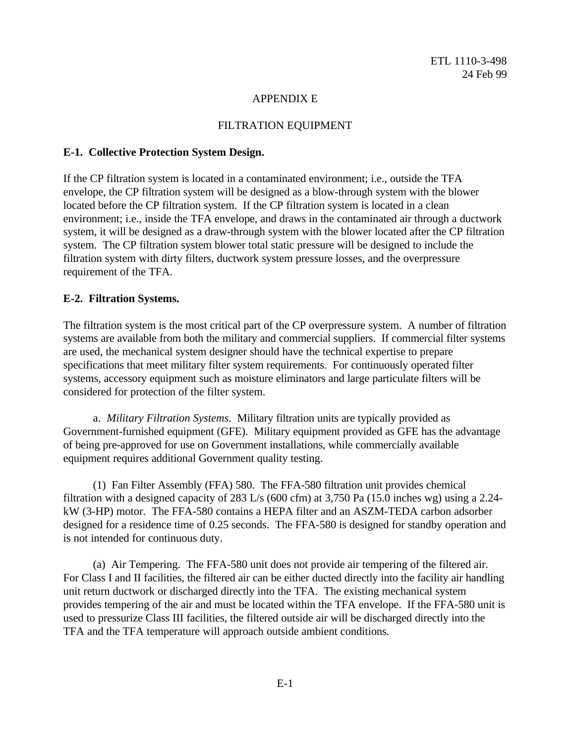# APPENDIX E

# FILTRATION EQUIPMENT

## E-1. Collective Protection System Design.

If the CP filtration system is located in a contaminated environment; i.e., outside the TFA envelope, the CP filtration system will be designed as a blow-through system with the blower located before the CP filtration system. If the CP filtration system is located in a clean environment; i.e., inside the TFA envelope, and draws in the contaminated air through a ductwork system, it will be designed as a draw-through system with the blower located after the CP filtration system. The CP filtration system blower total static pressure will be designed to include the filtration system with dirty filters, ductwork system pressure losses, and the overpressure requirement of the TFA.

## E-2. Filtration Systems.

The filtration system is the most critical part of the CP overpressure system. A number of filtration systems are available from both the military and commercial suppliers. If commercial filter systems are used, the mechanical system designer should have the technical expertise to prepare specifications that meet military filter system requirements. For continuously operated filter systems, accessory equipment such as moisture eliminators and large particulate filters will be considered for protection of the filter system.

a. *Military Filtration Systems*. Military filtration units are typically provided as Government-furnished equipment (GFE). Military equipment provided as GFE has the advantage of being pre-approved for use on Government installations, while commercially available equipment requires additional Government quality testing.

(1) Fan Filter Assembly (FFA) 580. The FFA-580 filtration unit provides chemical filtration with a designed capacity of 283 L/s (600 cfm) at 3,750 Pa (15.0 inches wg) using a 2.24-kW (3-HP) motor. The FFA-580 contains a HEPA filter and an ASZM-TEDA carbon adsorber designed for a residence time of 0.25 seconds. The FFA-580 is designed for standby operation and is not intended for continuous duty.

(a) Air Tempering. The FFA-580 unit does not provide air tempering of the filtered air. For Class I and II facilities, the filtered air can be either ducted directly into the facility air handling unit return ductwork or discharged directly into the TFA. The existing mechanical system provides tempering of the air and must be located within the TFA envelope. If the FFA-580 unit is used to pressurize Class III facilities, the filtered outside air will be discharged directly into the TFA and the TFA temperature will approach outside ambient conditions.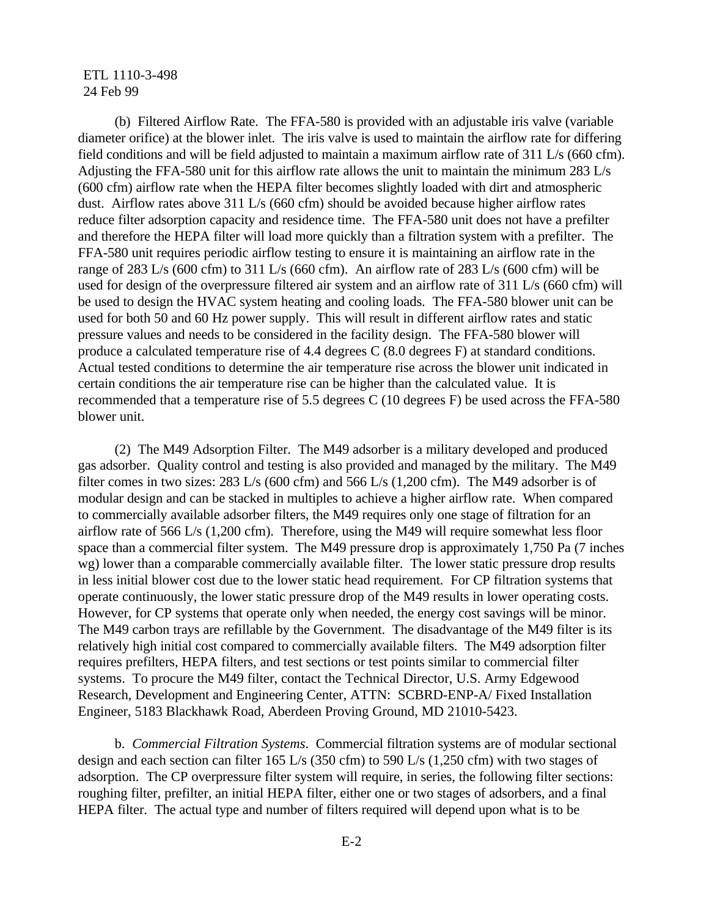(b) Filtered Airflow Rate. The FFA-580 is provided with an adjustable iris valve (variable diameter orifice) at the blower inlet. The iris valve is used to maintain the airflow rate for differing field conditions and will be field adjusted to maintain a maximum airflow rate of 311 L/s (660 cfm). Adjusting the FFA-580 unit for this airflow rate allows the unit to maintain the minimum 283 L/s (600 cfm) airflow rate when the HEPA filter becomes slightly loaded with dirt and atmospheric dust. Airflow rates above 311 L/s (660 cfm) should be avoided because higher airflow rates reduce filter adsorption capacity and residence time. The FFA-580 unit does not have a prefilter and therefore the HEPA filter will load more quickly than a filtration system with a prefilter. The FFA-580 unit requires periodic airflow testing to ensure it is maintaining an airflow rate in the range of 283 L/s (600 cfm) to 311 L/s (660 cfm). An airflow rate of 283 L/s (600 cfm) will be used for design of the overpressure filtered air system and an airflow rate of 311 L/s (660 cfm) will be used to design the HVAC system heating and cooling loads. The FFA-580 blower unit can be used for both 50 and 60 Hz power supply. This will result in different airflow rates and static pressure values and needs to be considered in the facility design. The FFA-580 blower will produce a calculated temperature rise of 4.4 degrees C (8.0 degrees F) at standard conditions. Actual tested conditions to determine the air temperature rise across the blower unit indicated in certain conditions the air temperature rise can be higher than the calculated value. It is recommended that a temperature rise of 5.5 degrees C (10 degrees F) be used across the FFA-580 blower unit.

(2) The M49 Adsorption Filter. The M49 adsorber is a military developed and produced gas adsorber. Quality control and testing is also provided and managed by the military. The M49 filter comes in two sizes: 283 L/s (600 cfm) and 566 L/s (1,200 cfm). The M49 adsorber is of modular design and can be stacked in multiples to achieve a higher airflow rate. When compared to commercially available adsorber filters, the M49 requires only one stage of filtration for an airflow rate of 566 L/s (1,200 cfm). Therefore, using the M49 will require somewhat less floor space than a commercial filter system. The M49 pressure drop is approximately 1,750 Pa (7 inches wg) lower than a comparable commercially available filter. The lower static pressure drop results in less initial blower cost due to the lower static head requirement. For CP filtration systems that operate continuously, the lower static pressure drop of the M49 results in lower operating costs. However, for CP systems that operate only when needed, the energy cost savings will be minor. The M49 carbon trays are refillable by the Government. The disadvantage of the M49 filter is its relatively high initial cost compared to commercially available filters. The M49 adsorption filter requires prefilters, HEPA filters, and test sections or test points similar to commercial filter systems. To procure the M49 filter, contact the Technical Director, U.S. Army Edgewood Research, Development and Engineering Center, ATTN: SCBRD-ENP-A/ Fixed Installation Engineer, 5183 Blackhawk Road, Aberdeen Proving Ground, MD 21010-5423.

b. *Commercial Filtration Systems*. Commercial filtration systems are of modular sectional design and each section can filter 165 L/s (350 cfm) to 590 L/s (1,250 cfm) with two stages of adsorption. The CP overpressure filter system will require, in series, the following filter sections: roughing filter, prefilter, an initial HEPA filter, either one or two stages of adsorbers, and a final HEPA filter. The actual type and number of filters required will depend upon what is to be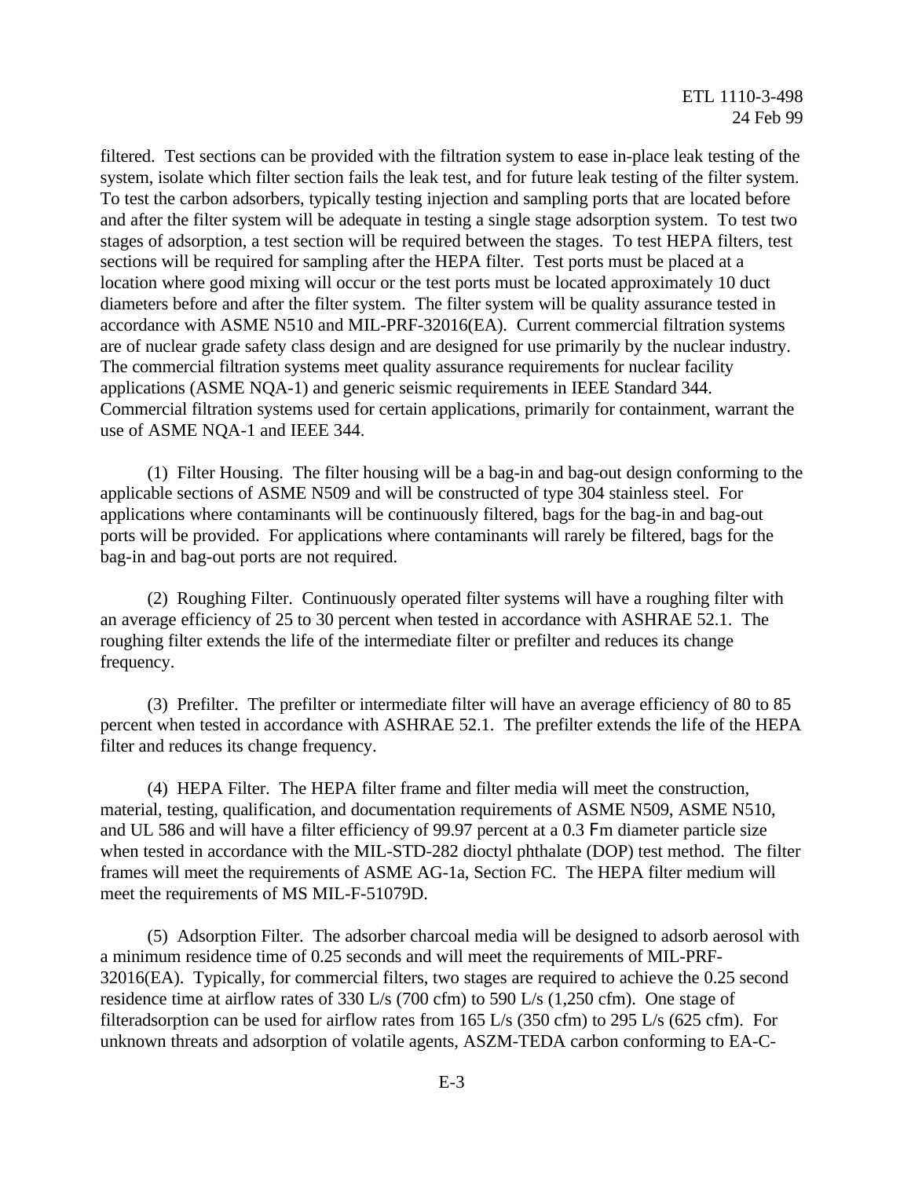filtered. Test sections can be provided with the filtration system to ease in-place leak testing of the system, isolate which filter section fails the leak test, and for future leak testing of the filter system. To test the carbon adsorbers, typically testing injection and sampling ports that are located before and after the filter system will be adequate in testing a single stage adsorption system. To test two stages of adsorption, a test section will be required between the stages. To test HEPA filters, test sections will be required for sampling after the HEPA filter. Test ports must be placed at a location where good mixing will occur or the test ports must be located approximately 10 duct diameters before and after the filter system. The filter system will be quality assurance tested in accordance with ASME N510 and MIL-PRF-32016(EA). Current commercial filtration systems are of nuclear grade safety class design and are designed for use primarily by the nuclear industry. The commercial filtration systems meet quality assurance requirements for nuclear facility applications (ASME NQA-1) and generic seismic requirements in IEEE Standard 344. Commercial filtration systems used for certain applications, primarily for containment, warrant the use of ASME NQA-1 and IEEE 344.

(1) Filter Housing. The filter housing will be a bag-in and bag-out design conforming to the applicable sections of ASME N509 and will be constructed of type 304 stainless steel. For applications where contaminants will be continuously filtered, bags for the bag-in and bag-out ports will be provided. For applications where contaminants will rarely be filtered, bags for the bag-in and bag-out ports are not required.

(2) Roughing Filter. Continuously operated filter systems will have a roughing filter with an average efficiency of 25 to 30 percent when tested in accordance with ASHRAE 52.1. The roughing filter extends the life of the intermediate filter or prefilter and reduces its change frequency.

(3) Prefilter. The prefilter or intermediate filter will have an average efficiency of 80 to 85 percent when tested in accordance with ASHRAE 52.1. The prefilter extends the life of the HEPA filter and reduces its change frequency.

(4) HEPA Filter. The HEPA filter frame and filter media will meet the construction, material, testing, qualification, and documentation requirements of ASME N509, ASME N510, and UL 586 and will have a filter efficiency of 99.97 percent at a 0.3 μm diameter particle size when tested in accordance with the MIL-STD-282 dioctyl phthalate (DOP) test method. The filter frames will meet the requirements of ASME AG-1a, Section FC. The HEPA filter medium will meet the requirements of MS MIL-F-51079D.

(5) Adsorption Filter. The adsorber charcoal media will be designed to adsorb aerosol with a minimum residence time of 0.25 seconds and will meet the requirements of MIL-PRF-32016(EA). Typically, for commercial filters, two stages are required to achieve the 0.25 second residence time at airflow rates of 330 L/s (700 cfm) to 590 L/s (1,250 cfm). One stage of filteradsorption can be used for airflow rates from 165 L/s (350 cfm) to 295 L/s (625 cfm). For unknown threats and adsorption of volatile agents, ASZM-TEDA carbon conforming to EA-C-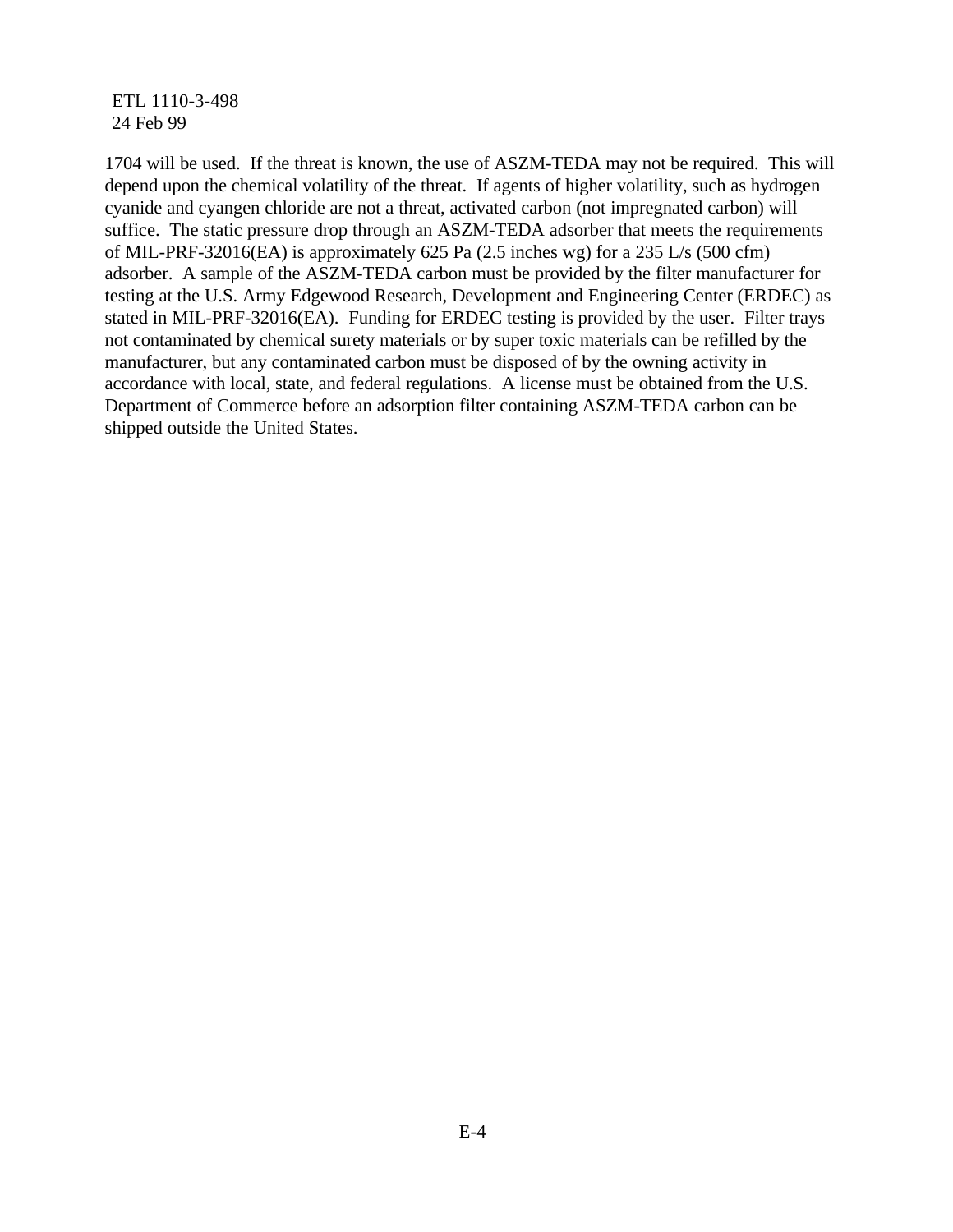1704 will be used. If the threat is known, the use of ASZM-TEDA may not be required. This will depend upon the chemical volatility of the threat. If agents of higher volatility, such as hydrogen cyanide and cyangen chloride are not a threat, activated carbon (not impregnated carbon) will suffice. The static pressure drop through an ASZM-TEDA adsorber that meets the requirements of MIL-PRF-32016(EA) is approximately 625 Pa (2.5 inches wg) for a 235 L/s (500 cfm) adsorber. A sample of the ASZM-TEDA carbon must be provided by the filter manufacturer for testing at the U.S. Army Edgewood Research, Development and Engineering Center (ERDEC) as stated in MIL-PRF-32016(EA). Funding for ERDEC testing is provided by the user. Filter trays not contaminated by chemical surety materials or by super toxic materials can be refilled by the manufacturer, but any contaminated carbon must be disposed of by the owning activity in accordance with local, state, and federal regulations. A license must be obtained from the U.S. Department of Commerce before an adsorption filter containing ASZM-TEDA carbon can be shipped outside the United States.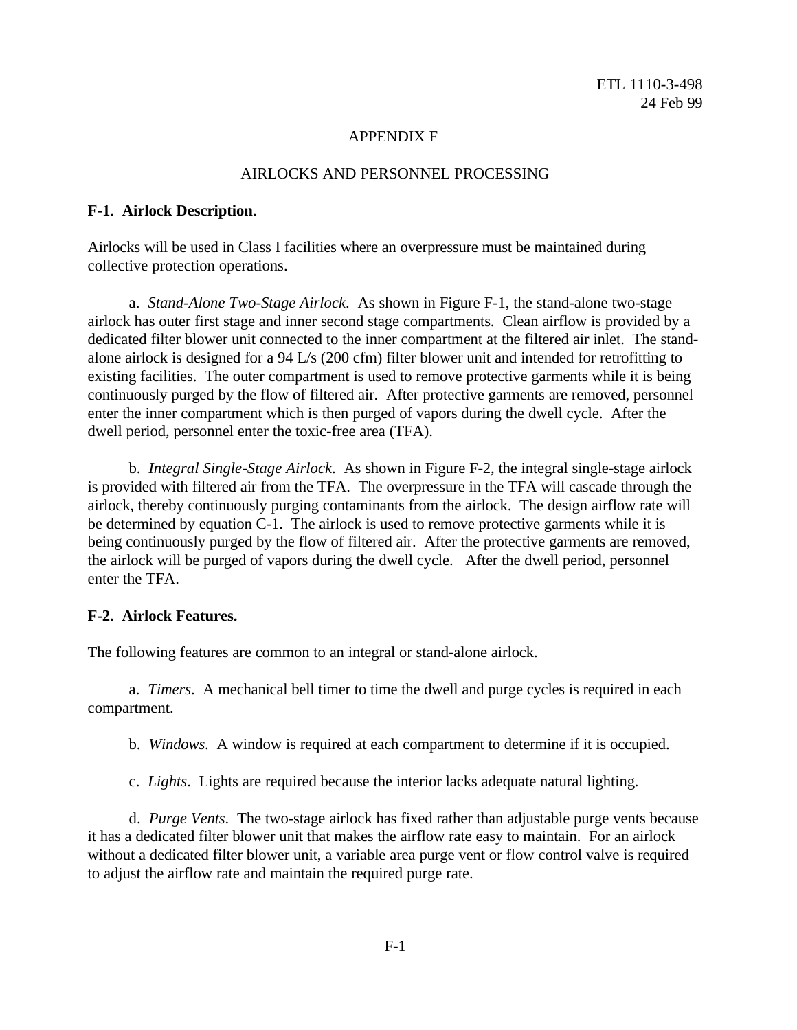# APPENDIX F

## AIRLOCKS AND PERSONNEL PROCESSING

### F-1. Airlock Description.

Airlocks will be used in Class I facilities where an overpressure must be maintained during collective protection operations.

a. *Stand-Alone Two-Stage Airlock*. As shown in Figure F-1, the stand-alone two-stage airlock has outer first stage and inner second stage compartments. Clean airflow is provided by a dedicated filter blower unit connected to the inner compartment at the filtered air inlet. The stand-alone airlock is designed for a 94 L/s (200 cfm) filter blower unit and intended for retrofitting to existing facilities. The outer compartment is used to remove protective garments while it is being continuously purged by the flow of filtered air. After protective garments are removed, personnel enter the inner compartment which is then purged of vapors during the dwell cycle. After the dwell period, personnel enter the toxic-free area (TFA).

b. *Integral Single-Stage Airlock*. As shown in Figure F-2, the integral single-stage airlock is provided with filtered air from the TFA. The overpressure in the TFA will cascade through the airlock, thereby continuously purging contaminants from the airlock. The design airflow rate will be determined by equation C-1. The airlock is used to remove protective garments while it is being continuously purged by the flow of filtered air. After the protective garments are removed, the airlock will be purged of vapors during the dwell cycle. After the dwell period, personnel enter the TFA.

### F-2. Airlock Features.

The following features are common to an integral or stand-alone airlock.

a. *Timers*. A mechanical bell timer to time the dwell and purge cycles is required in each compartment.

b. *Windows*. A window is required at each compartment to determine if it is occupied.

c. *Lights*. Lights are required because the interior lacks adequate natural lighting.

d. *Purge Vents*. The two-stage airlock has fixed rather than adjustable purge vents because it has a dedicated filter blower unit that makes the airflow rate easy to maintain. For an airlock without a dedicated filter blower unit, a variable area purge vent or flow control valve is required to adjust the airflow rate and maintain the required purge rate.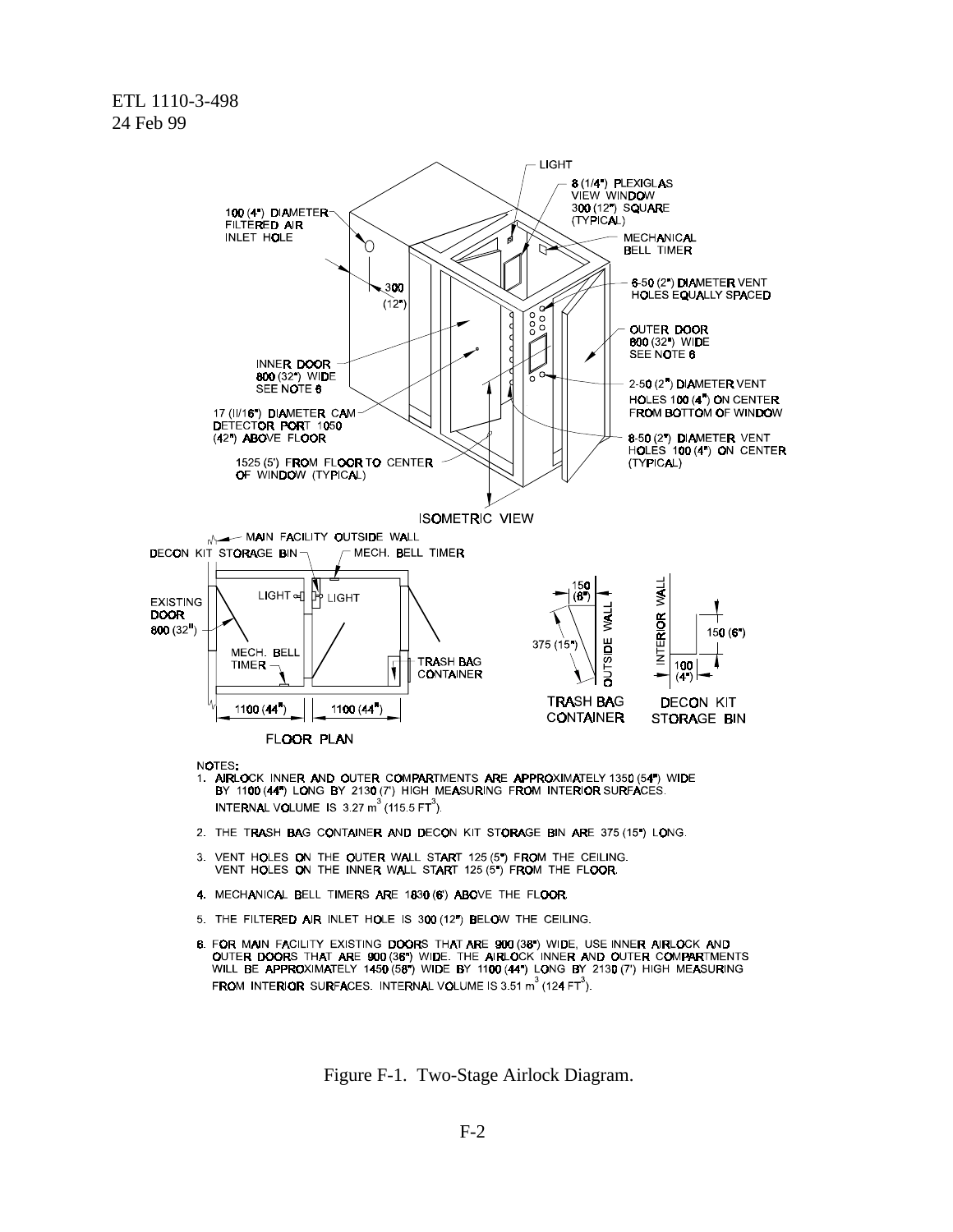NOTES:

1. AIRLOCK INNER AND OUTER COMPARTMENTS ARE APPROXIMATELY 1350 (54") WIDE BY 1100 (44") LONG BY 2130 (7') HIGH MEASURING FROM INTERIOR SURFACES. INTERNAL VOLUME IS 3.27 $m^3$ (115.5 $FT^3$).
2. THE TRASH BAG CONTAINER AND DECON KIT STORAGE BIN ARE 375 (15") LONG.
3. VENT HOLES ON THE OUTER WALL START 125 (5") FROM THE CEILING. VENT HOLES ON THE INNER WALL START 125 (5") FROM THE FLOOR.
4. MECHANICAL BELL TIMERS ARE 1830 (6') ABOVE THE FLOOR.
5. THE FILTERED AIR INLET HOLE IS 300 (12") BELOW THE CEILING.
6. FOR MAIN FACILITY EXISTING DOORS THAT ARE 900 (36") WIDE, USE INNER AIRLOCK AND OUTER DOORS THAT ARE 900 (36") WIDE. THE AIRLOCK INNER AND OUTER COMPARTMENTS WILL BE APPROXIMATELY 1450 (58") WIDE BY 1100 (44") LONG BY 2130 (7') HIGH MEASURING FROM INTERIOR SURFACES. INTERNAL VOLUME IS 3.51 $m^3$ (124 $FT^3$).

Figure F-1. Two-Stage Airlock Diagram.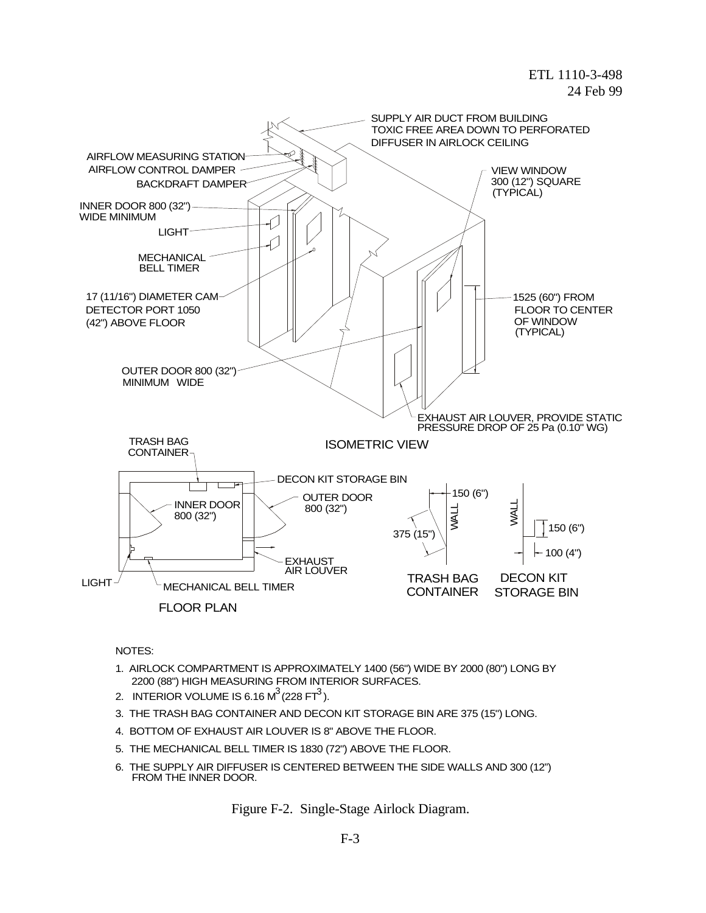NOTES:

1. AIRLOCK COMPARTMENT IS APPROXIMATELY 1400 (56") WIDE BY 2000 (80") LONG BY 2200 (88") HIGH MEASURING FROM INTERIOR SURFACES.
2. INTERIOR VOLUME IS 6.16 $M^3$ (228 $FT^3$).
3. THE TRASH BAG CONTAINER AND DECON KIT STORAGE BIN ARE 375 (15") LONG.
4. BOTTOM OF EXHAUST AIR LOUVER IS 8" ABOVE THE FLOOR.
5. THE MECHANICAL BELL TIMER IS 1830 (72") ABOVE THE FLOOR.
6. THE SUPPLY AIR DIFFUSER IS CENTERED BETWEEN THE SIDE WALLS AND 300 (12") FROM THE INNER DOOR.

Figure F-2. Single-Stage Airlock Diagram.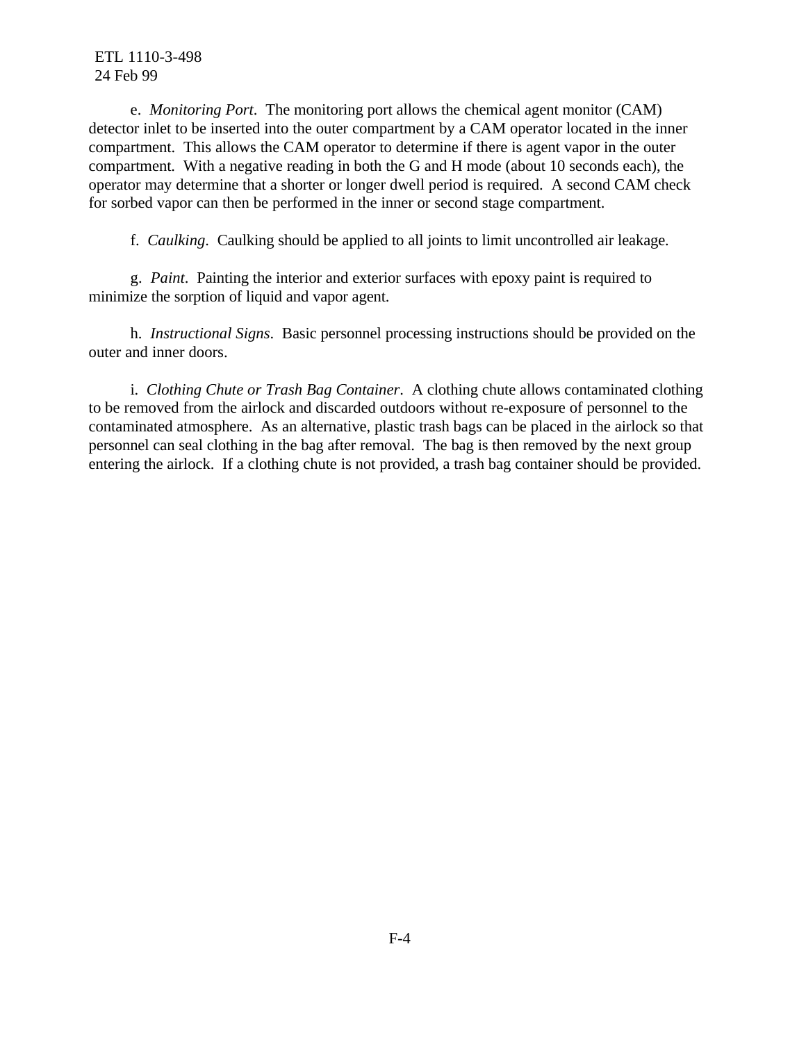e. *Monitoring Port*. The monitoring port allows the chemical agent monitor (CAM) detector inlet to be inserted into the outer compartment by a CAM operator located in the inner compartment. This allows the CAM operator to determine if there is agent vapor in the outer compartment. With a negative reading in both the G and H mode (about 10 seconds each), the operator may determine that a shorter or longer dwell period is required. A second CAM check for sorbed vapor can then be performed in the inner or second stage compartment.

f. *Caulking*. Caulking should be applied to all joints to limit uncontrolled air leakage.

g. *Paint*. Painting the interior and exterior surfaces with epoxy paint is required to minimize the sorption of liquid and vapor agent.

h. *Instructional Signs*. Basic personnel processing instructions should be provided on the outer and inner doors.

i. *Clothing Chute or Trash Bag Container*. A clothing chute allows contaminated clothing to be removed from the airlock and discarded outdoors without re-exposure of personnel to the contaminated atmosphere. As an alternative, plastic trash bags can be placed in the airlock so that personnel can seal clothing in the bag after removal. The bag is then removed by the next group entering the airlock. If a clothing chute is not provided, a trash bag container should be provided.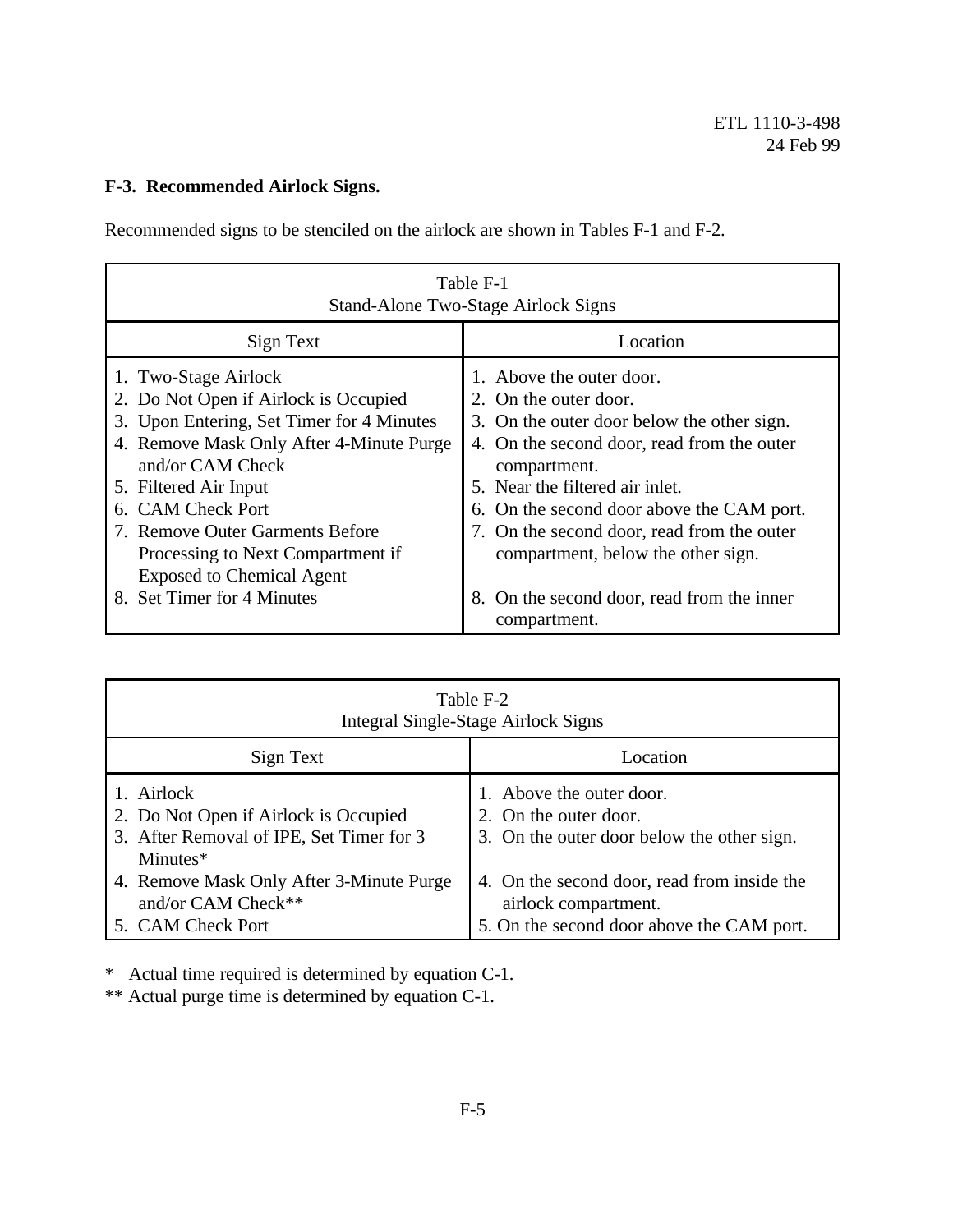**F-3. Recommended Airlock Signs.**

Recommended signs to be stenciled on the airlock are shown in Tables F-1 and F-2.

Table F-1
Stand-Alone Two-Stage Airlock Signs

| Sign Text | Location |
|---|---|
| 1. Two-Stage Airlock | 1. Above the outer door. |
| 2. Do Not Open if Airlock is Occupied | 2. On the outer door. |
| 3. Upon Entering, Set Timer for 4 Minutes | 3. On the outer door below the other sign. |
| 4. Remove Mask Only After 4-Minute Purge and/or CAM Check | 4. On the second door, read from the outer compartment. |
| 5. Filtered Air Input | 5. Near the filtered air inlet. |
| 6. CAM Check Port | 6. On the second door above the CAM port. |
| 7. Remove Outer Garments Before Processing to Next Compartment if Exposed to Chemical Agent | 7. On the second door, read from the outer compartment, below the other sign. |
| 8. Set Timer for 4 Minutes | 8. On the second door, read from the inner compartment. |

Table F-2
Integral Single-Stage Airlock Signs

| Sign Text | Location |
|---|---|
| 1. Airlock | 1. Above the outer door. |
| 2. Do Not Open if Airlock is Occupied | 2. On the outer door. |
| 3. After Removal of IPE, Set Timer for 3 Minutes* | 3. On the outer door below the other sign. |
| 4. Remove Mask Only After 3-Minute Purge and/or CAM Check** | 4. On the second door, read from inside the airlock compartment. |
| 5. CAM Check Port | 5. On the second door above the CAM port. |

\* Actual time required is determined by equation C-1.
** Actual purge time is determined by equation C-1.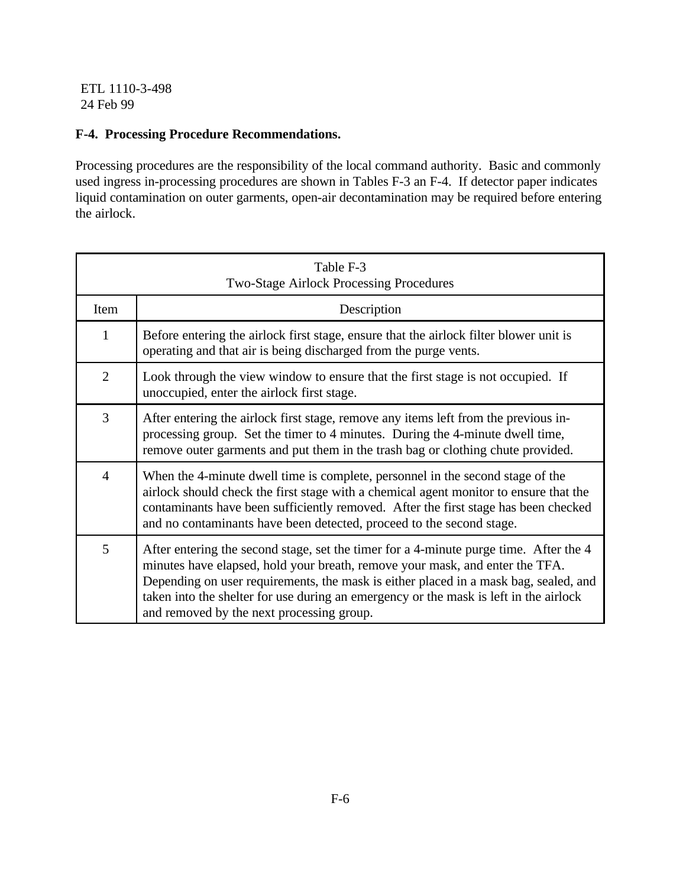## F-4. Processing Procedure Recommendations.

Processing procedures are the responsibility of the local command authority. Basic and commonly used ingress in-processing procedures are shown in Tables F-3 an F-4. If detector paper indicates liquid contamination on outer garments, open-air decontamination may be required before entering the airlock.

Table F-3
Two-Stage Airlock Processing Procedures

| Item | Description |
|---|---|
| 1 | Before entering the airlock first stage, ensure that the airlock filter blower unit is operating and that air is being discharged from the purge vents. |
| 2 | Look through the view window to ensure that the first stage is not occupied. If unoccupied, enter the airlock first stage. |
| 3 | After entering the airlock first stage, remove any items left from the previous in-processing group. Set the timer to 4 minutes. During the 4-minute dwell time, remove outer garments and put them in the trash bag or clothing chute provided. |
| 4 | When the 4-minute dwell time is complete, personnel in the second stage of the airlock should check the first stage with a chemical agent monitor to ensure that the contaminants have been sufficiently removed. After the first stage has been checked and no contaminants have been detected, proceed to the second stage. |
| 5 | After entering the second stage, set the timer for a 4-minute purge time. After the 4 minutes have elapsed, hold your breath, remove your mask, and enter the TFA. Depending on user requirements, the mask is either placed in a mask bag, sealed, and taken into the shelter for use during an emergency or the mask is left in the airlock and removed by the next processing group. |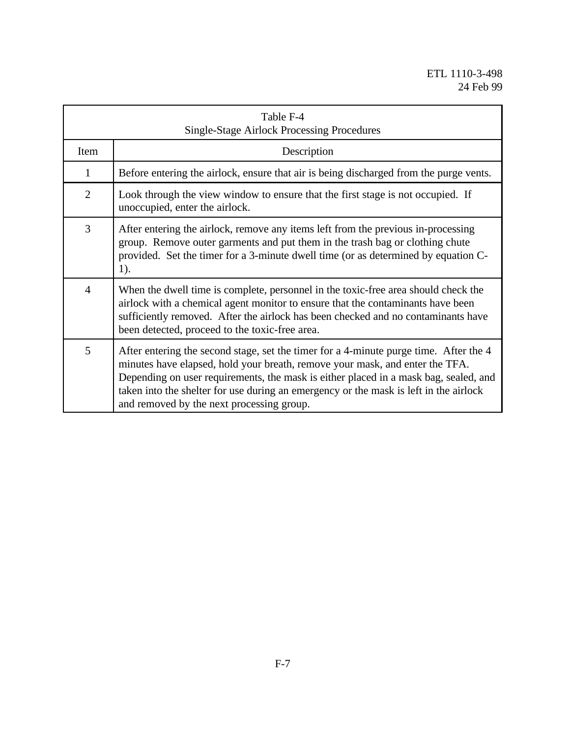Table F-4
Single-Stage Airlock Processing Procedures

| Item | Description |
|---|---|
| 1 | Before entering the airlock, ensure that air is being discharged from the purge vents. |
| 2 | Look through the view window to ensure that the first stage is not occupied. If unoccupied, enter the airlock. |
| 3 | After entering the airlock, remove any items left from the previous in-processing group. Remove outer garments and put them in the trash bag or clothing chute provided. Set the timer for a 3-minute dwell time (or as determined by equation C-1). |
| 4 | When the dwell time is complete, personnel in the toxic-free area should check the airlock with a chemical agent monitor to ensure that the contaminants have been sufficiently removed. After the airlock has been checked and no contaminants have been detected, proceed to the toxic-free area. |
| 5 | After entering the second stage, set the timer for a 4-minute purge time. After the 4 minutes have elapsed, hold your breath, remove your mask, and enter the TFA. Depending on user requirements, the mask is either placed in a mask bag, sealed, and taken into the shelter for use during an emergency or the mask is left in the airlock and removed by the next processing group. |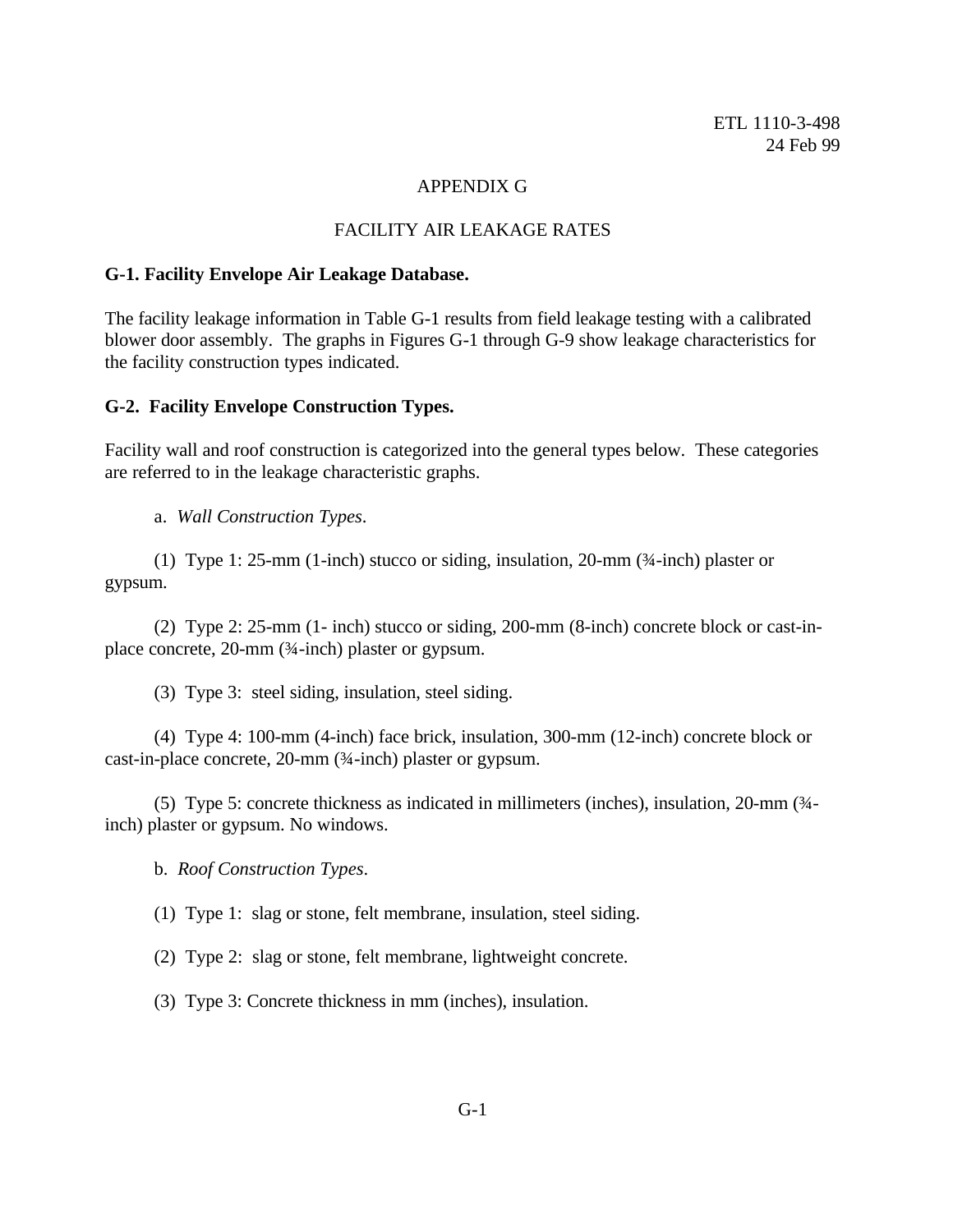# APPENDIX G

## FACILITY AIR LEAKAGE RATES

### G-1. Facility Envelope Air Leakage Database.

The facility leakage information in Table G-1 results from field leakage testing with a calibrated blower door assembly. The graphs in Figures G-1 through G-9 show leakage characteristics for the facility construction types indicated.

### G-2. Facility Envelope Construction Types.

Facility wall and roof construction is categorized into the general types below. These categories are referred to in the leakage characteristic graphs.

a. *Wall Construction Types*.

(1) Type 1: 25-mm (1-inch) stucco or siding, insulation, 20-mm (¾-inch) plaster or gypsum.

(2) Type 2: 25-mm (1- inch) stucco or siding, 200-mm (8-inch) concrete block or cast-in-place concrete, 20-mm (¾-inch) plaster or gypsum.

(3) Type 3: steel siding, insulation, steel siding.

(4) Type 4: 100-mm (4-inch) face brick, insulation, 300-mm (12-inch) concrete block or cast-in-place concrete, 20-mm (¾-inch) plaster or gypsum.

(5) Type 5: concrete thickness as indicated in millimeters (inches), insulation, 20-mm (¾-inch) plaster or gypsum. No windows.

b. *Roof Construction Types*.

(1) Type 1: slag or stone, felt membrane, insulation, steel siding.

(2) Type 2: slag or stone, felt membrane, lightweight concrete.

(3) Type 3: Concrete thickness in mm (inches), insulation.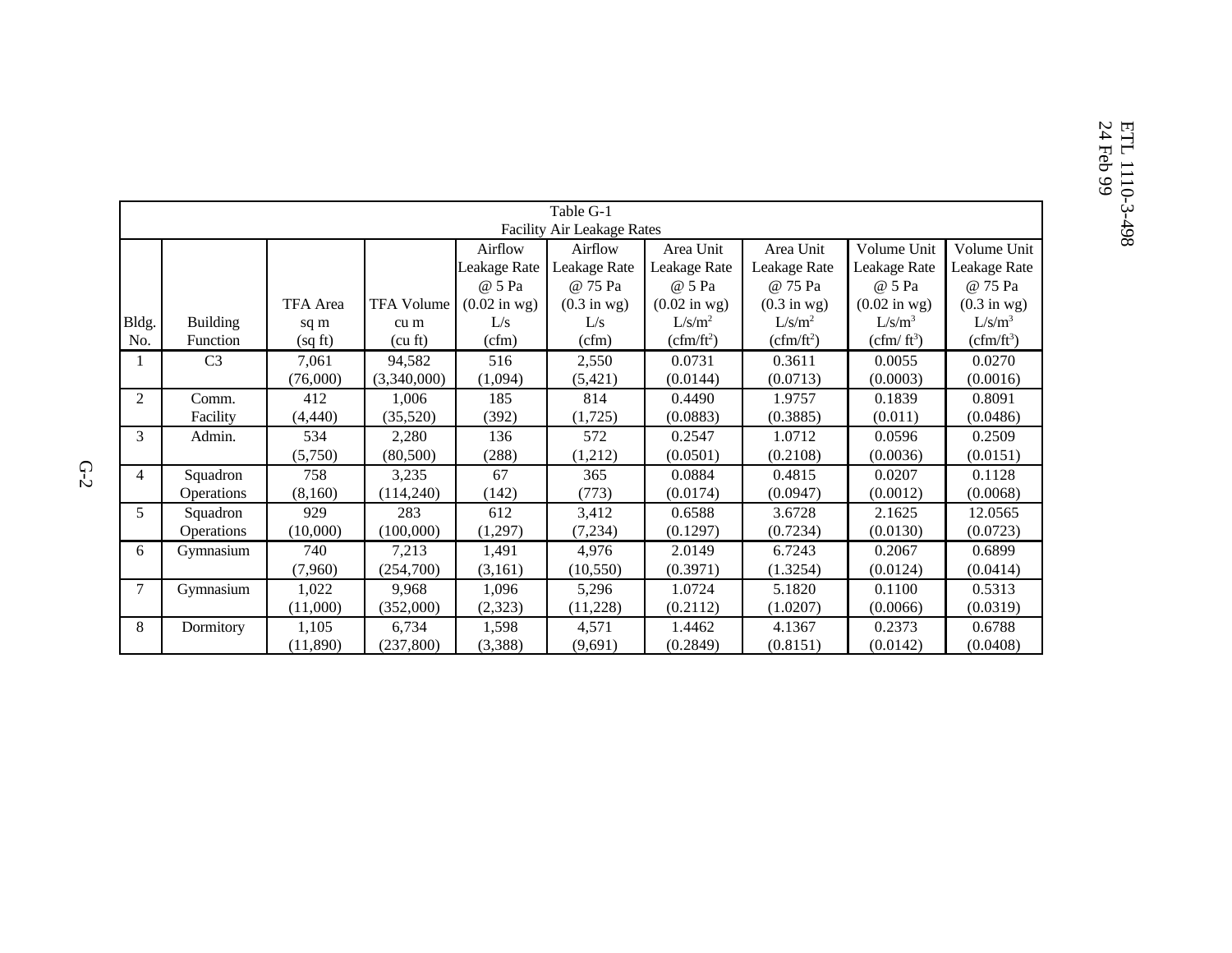Table G-1
Facility Air Leakage Rates

| Bldg. No. | Building Function | TFA Area sq m (sq ft) | TFA Volume cu m (cu ft) | Airflow Leakage Rate @ 5 Pa (0.02 in wg) L/s (cfm) | Airflow Leakage Rate @ 75 Pa (0.3 in wg) L/s (cfm) | Area Unit Leakage Rate @ 5 Pa (0.02 in wg) $L/s/m^2$ ($cfm/ft^2$) | Area Unit Leakage Rate @ 75 Pa (0.3 in wg) $L/s/m^2$ ($cfm/ft^2$) | Volume Unit Leakage Rate @ 5 Pa (0.02 in wg) $L/s/m^3$ ($cfm/ft^3$) | Volume Unit Leakage Rate @ 75 Pa (0.3 in wg) $L/s/m^3$ ($cfm/ft^3$) |
|---|---|---|---|---|---|---|---|---|---|
| 1 | C3 | 7,061 (76,000) | 94,582 (3,340,000) | 516 (1,094) | 2,550 (5,421) | 0.0731 (0.0144) | 0.3611 (0.0713) | 0.0055 (0.0003) | 0.0270 (0.0016) |
| 2 | Comm. Facility | 412 (4,440) | 1,006 (35,520) | 185 (392) | 814 (1,725) | 0.4490 (0.0883) | 1.9757 (0.3885) | 0.1839 (0.011) | 0.8091 (0.0486) |
| 3 | Admin. | 534 (5,750) | 2,280 (80,500) | 136 (288) | 572 (1,212) | 0.2547 (0.0501) | 1.0712 (0.2108) | 0.0596 (0.0036) | 0.2509 (0.0151) |
| 4 | Squadron Operations | 758 (8,160) | 3,235 (114,240) | 67 (142) | 365 (773) | 0.0884 (0.0174) | 0.4815 (0.0947) | 0.0207 (0.0012) | 0.1128 (0.0068) |
| 5 | Squadron Operations | 929 (10,000) | 283 (100,000) | 612 (1,297) | 3,412 (7,234) | 0.6588 (0.1297) | 3.6728 (0.7234) | 2.1625 (0.0130) | 12.0565 (0.0723) |
| 6 | Gymnasium | 740 (7,960) | 7,213 (254,700) | 1,491 (3,161) | 4,976 (10,550) | 2.0149 (0.3971) | 6.7243 (1.3254) | 0.2067 (0.0124) | 0.6899 (0.0414) |
| 7 | Gymnasium | 1,022 (11,000) | 9,968 (352,000) | 1,096 (2,323) | 5,296 (11,228) | 1.0724 (0.2112) | 5.1820 (1.0207) | 0.1100 (0.0066) | 0.5313 (0.0319) |
| 8 | Dormitory | 1,105 (11,890) | 6,734 (237,800) | 1,598 (3,388) | 4,571 (9,691) | 1.4462 (0.2849) | 4.1367 (0.8151) | 0.2373 (0.0142) | 0.6788 (0.0408) |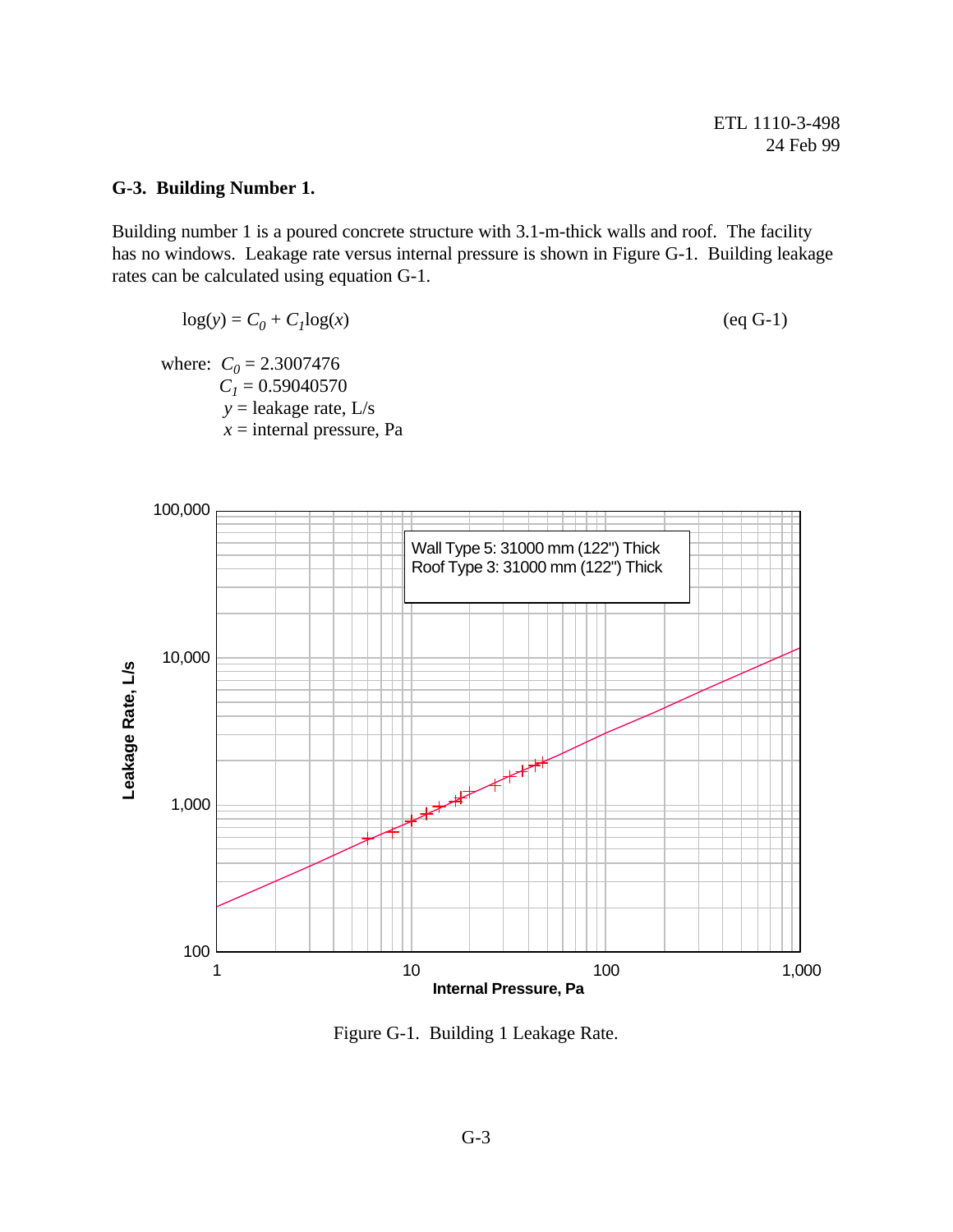## G-3. Building Number 1.

Building number 1 is a poured concrete structure with 3.1-m-thick walls and roof. The facility has no windows. Leakage rate versus internal pressure is shown in Figure G-1. Building leakage rates can be calculated using equation G-1.

$$\log(y) = C_0 + C_1 \log(x) \qquad \text{(eq G-1)}$$

where: $C_0$ = 2.3007476
$C_1$ = 0.59040570
$y$ = leakage rate, L/s
$x$ = internal pressure, Pa

Figure G-1. Building 1 Leakage Rate.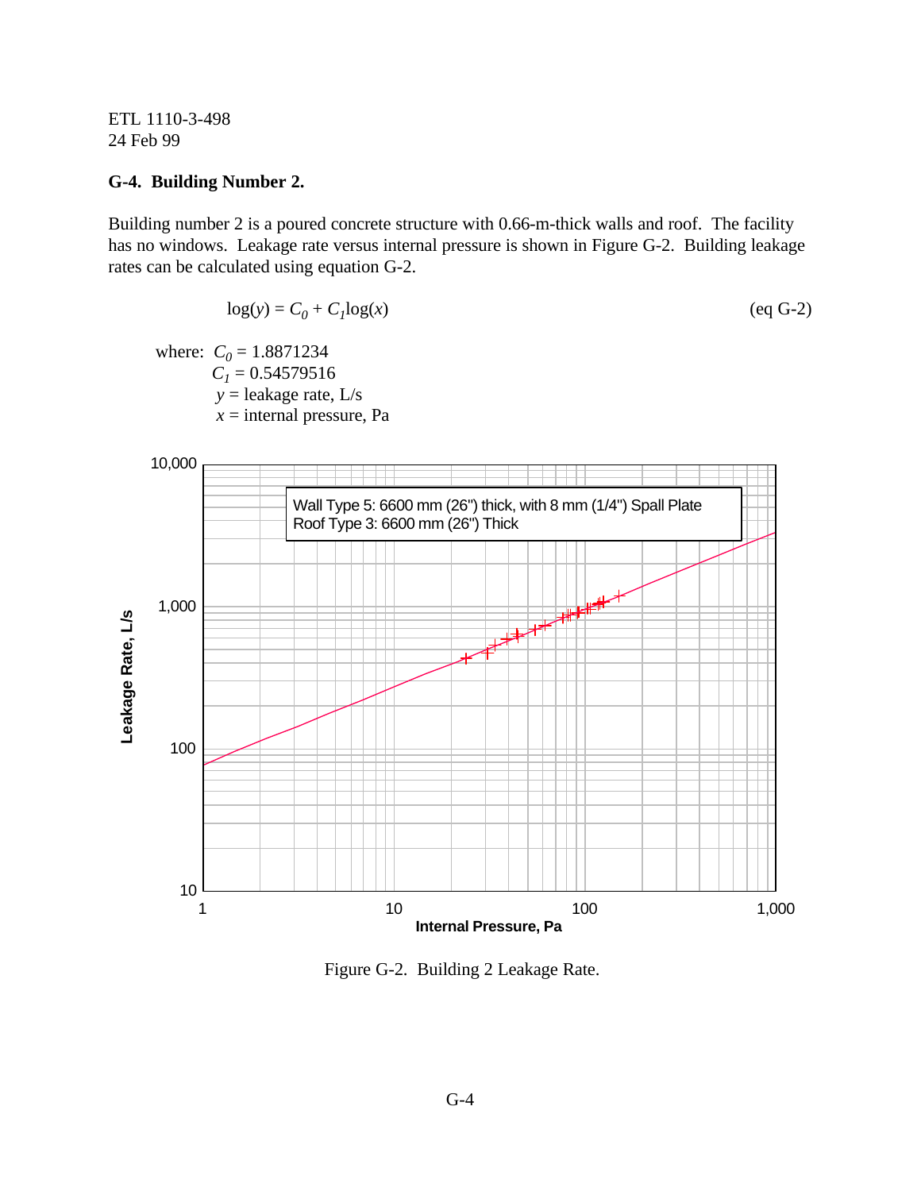## G-4. Building Number 2.

Building number 2 is a poured concrete structure with 0.66-m-thick walls and roof. The facility has no windows. Leakage rate versus internal pressure is shown in Figure G-2. Building leakage rates can be calculated using equation G-2.

$$\log(y) = C_0 + C_1\log(x) \qquad \text{(eq G-2)}$$

where: $C_0$ = 1.8871234
$C_1$ = 0.54579516
$y$ = leakage rate, L/s
$x$ = internal pressure, Pa

Figure G-2. Building 2 Leakage Rate.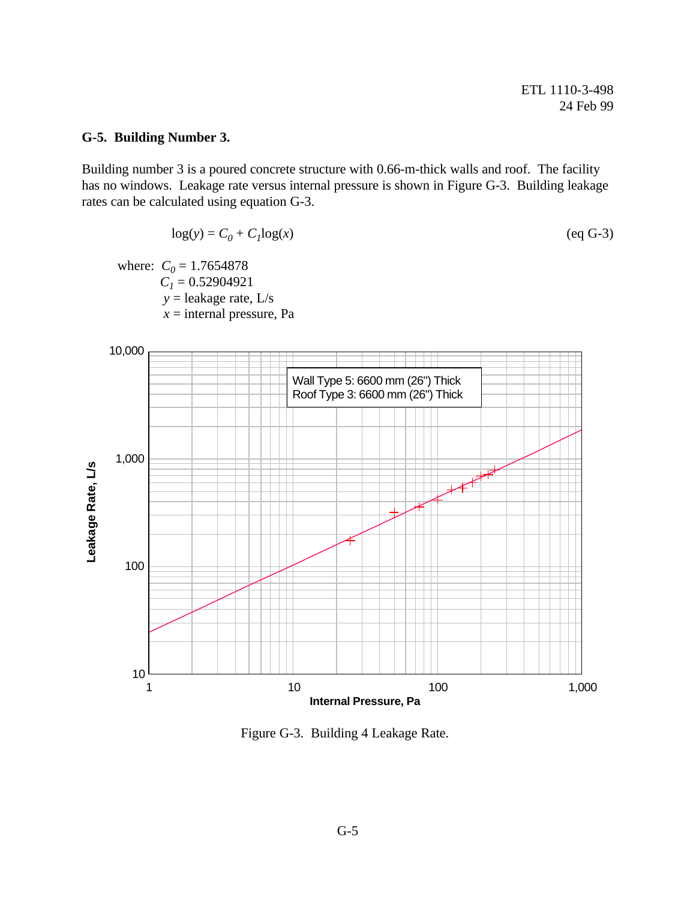## G-5. Building Number 3.

Building number 3 is a poured concrete structure with 0.66-m-thick walls and roof. The facility has no windows. Leakage rate versus internal pressure is shown in Figure G-3. Building leakage rates can be calculated using equation G-3.

$$\log(y) = C_0 + C_1\log(x) \qquad \text{(eq G-3)}$$

where: $C_0$ = 1.7654878
$C_1$ = 0.52904921
$y$ = leakage rate, L/s
$x$ = internal pressure, Pa

Wall Type 5: 6600 mm (26") Thick
Roof Type 3: 6600 mm (26") Thick

Figure G-3. Building 4 Leakage Rate.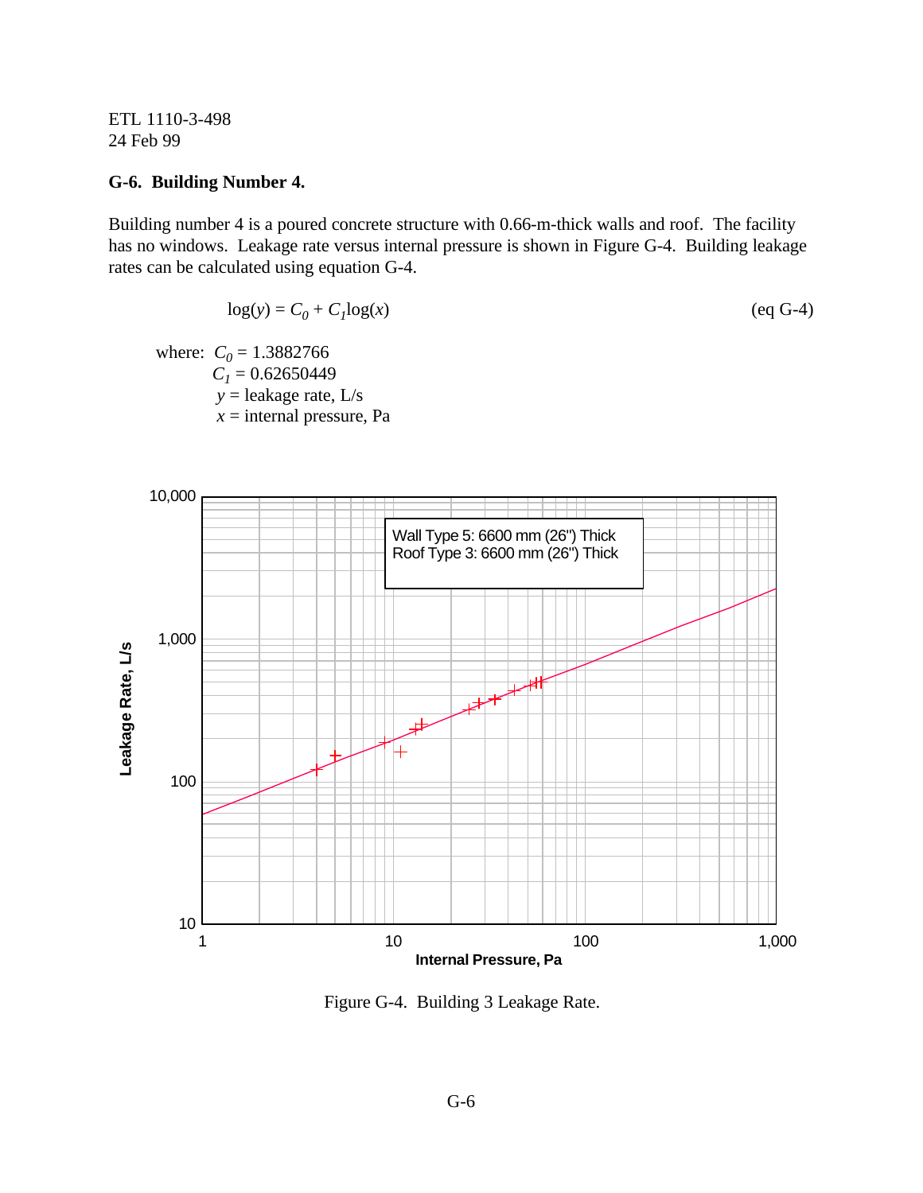## G-6. Building Number 4.

Building number 4 is a poured concrete structure with 0.66-m-thick walls and roof. The facility has no windows. Leakage rate versus internal pressure is shown in Figure G-4. Building leakage rates can be calculated using equation G-4.

$$\log(y) = C_0 + C_1 \log(x) \qquad \text{(eq G-4)}$$

where: $C_0$ = 1.3882766
$C_1$ = 0.62650449
$y$ = leakage rate, L/s
$x$ = internal pressure, Pa

Wall Type 5: 6600 mm (26") Thick
Roof Type 3: 6600 mm (26") Thick

Figure G-4. Building 3 Leakage Rate.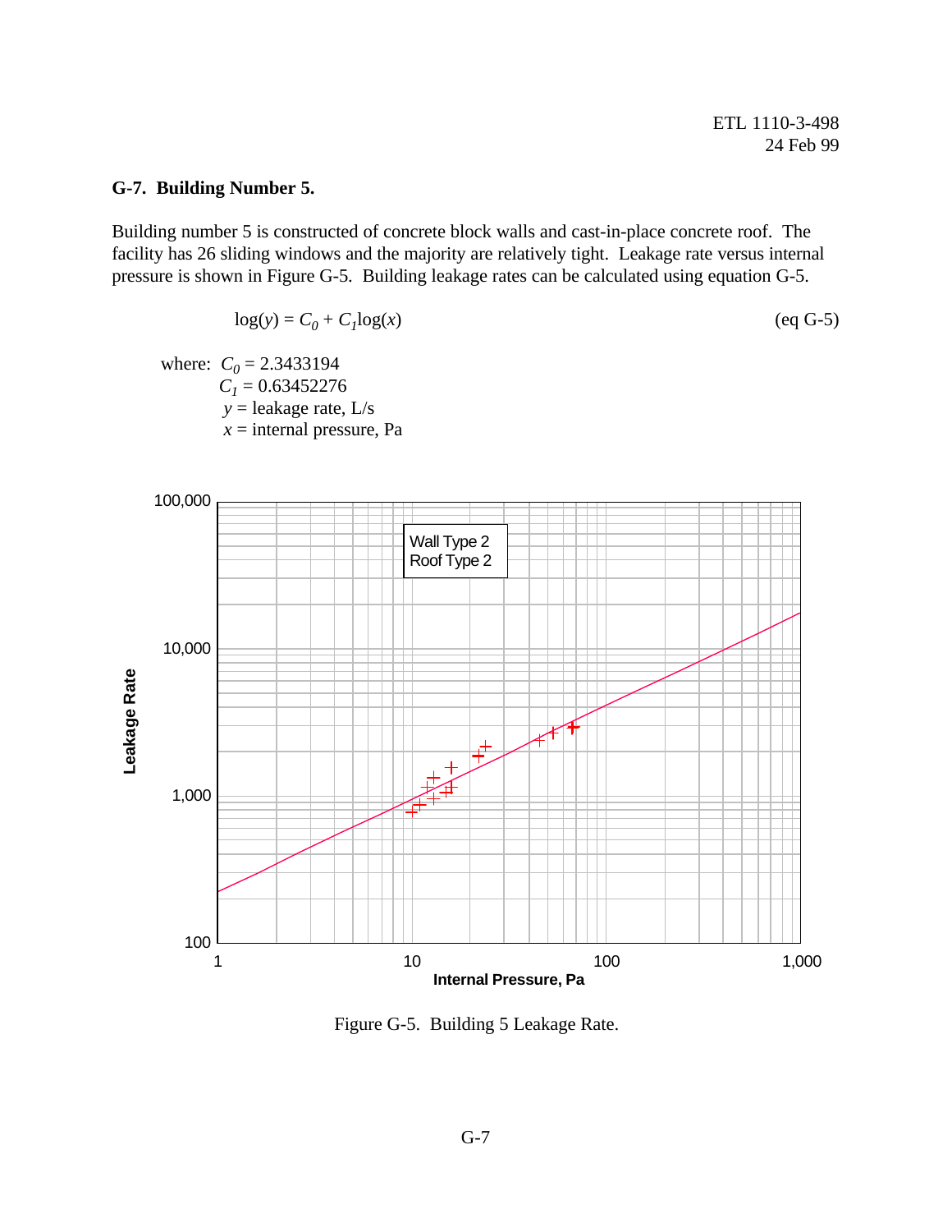## G-7. Building Number 5.

Building number 5 is constructed of concrete block walls and cast-in-place concrete roof. The facility has 26 sliding windows and the majority are relatively tight. Leakage rate versus internal pressure is shown in Figure G-5. Building leakage rates can be calculated using equation G-5.

$$\log(y) = C_0 + C_1\log(x) \qquad \text{(eq G-5)}$$

where: $C_0$ = 2.3433194
$C_1$ = 0.63452276
$y$ = leakage rate, L/s
$x$ = internal pressure, Pa

Figure G-5. Building 5 Leakage Rate.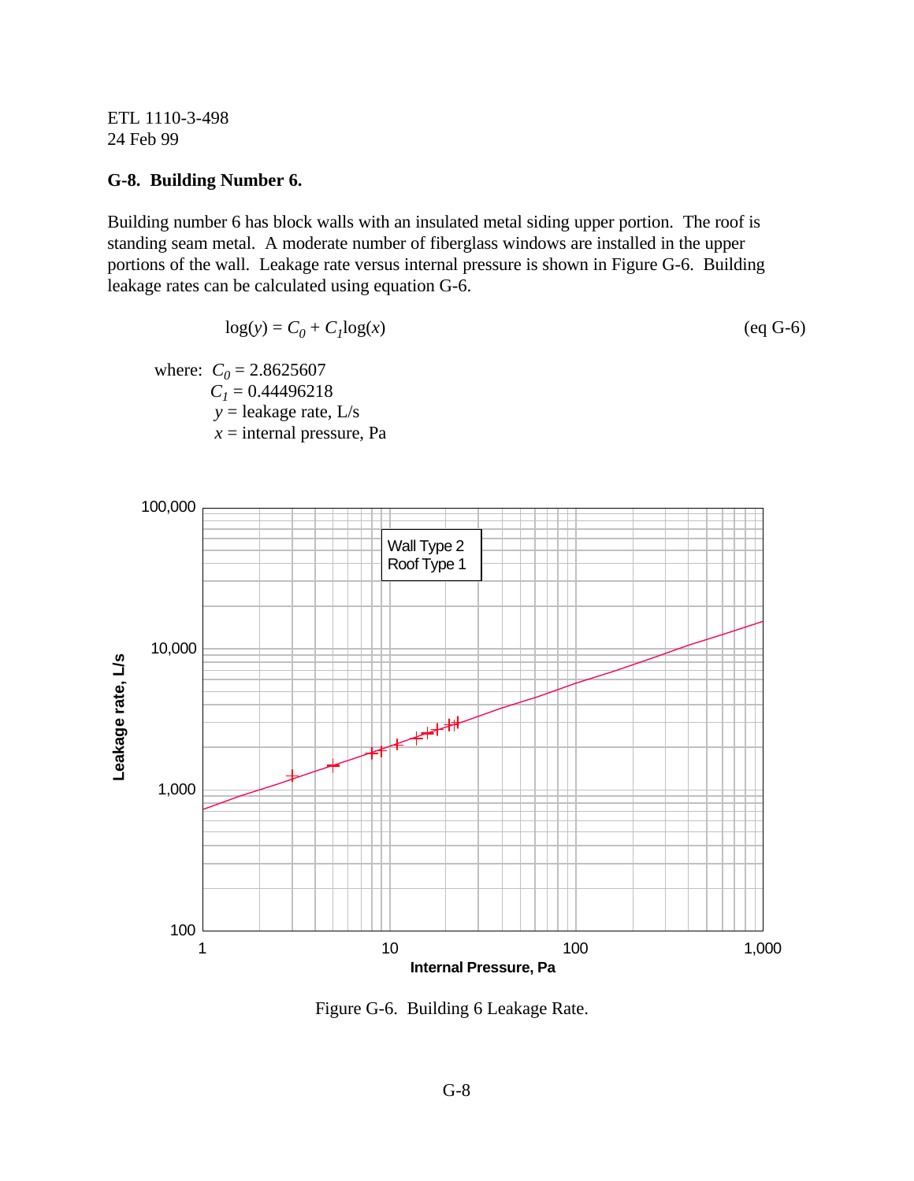## G-8. Building Number 6.

Building number 6 has block walls with an insulated metal siding upper portion. The roof is standing seam metal. A moderate number of fiberglass windows are installed in the upper portions of the wall. Leakage rate versus internal pressure is shown in Figure G-6. Building leakage rates can be calculated using equation G-6.

$$\log(y) = C_0 + C_1\log(x) \qquad \text{(eq G-6)}$$

where: $C_0$ = 2.8625607
$C_1$ = 0.44496218
$y$ = leakage rate, L/s
$x$ = internal pressure, Pa

Figure G-6. Building 6 Leakage Rate.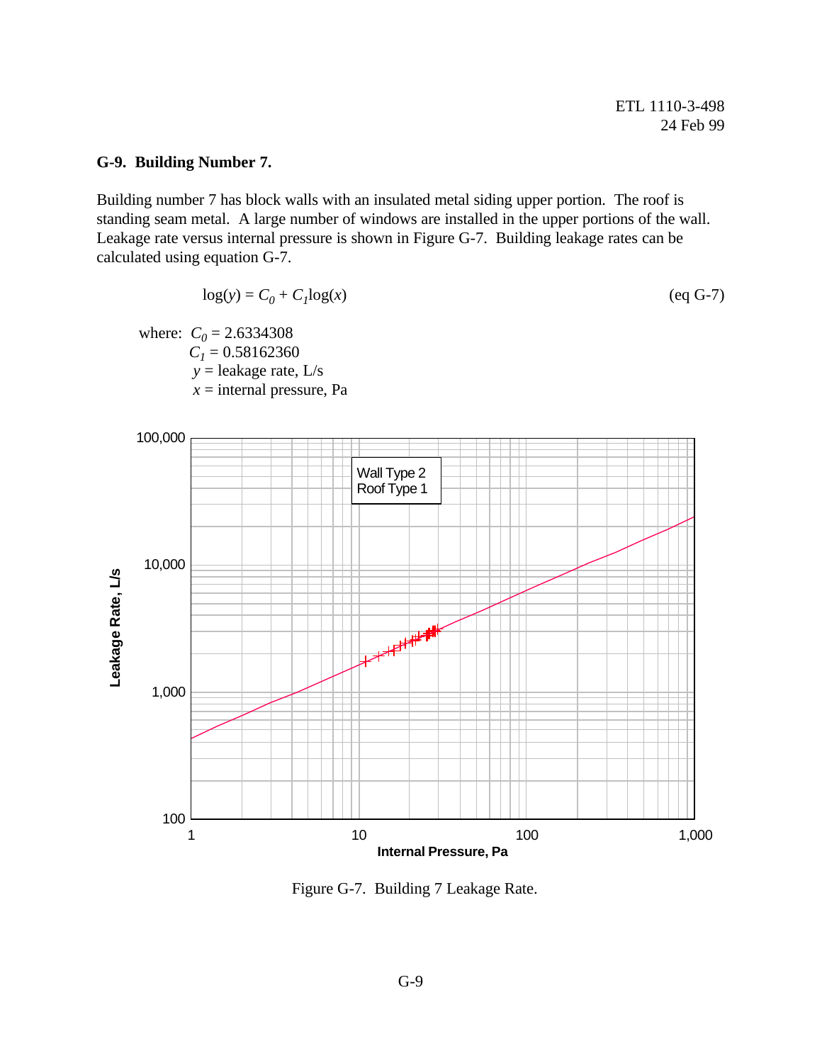## G-9. Building Number 7.

Building number 7 has block walls with an insulated metal siding upper portion. The roof is standing seam metal. A large number of windows are installed in the upper portions of the wall. Leakage rate versus internal pressure is shown in Figure G-7. Building leakage rates can be calculated using equation G-7.

$$\log(y) = C_0 + C_1 \log(x) \qquad \text{(eq G-7)}$$

where: $C_0$ = 2.6334308
$C_1$ = 0.58162360
$y$ = leakage rate, L/s
$x$ = internal pressure, Pa

Figure G-7. Building 7 Leakage Rate.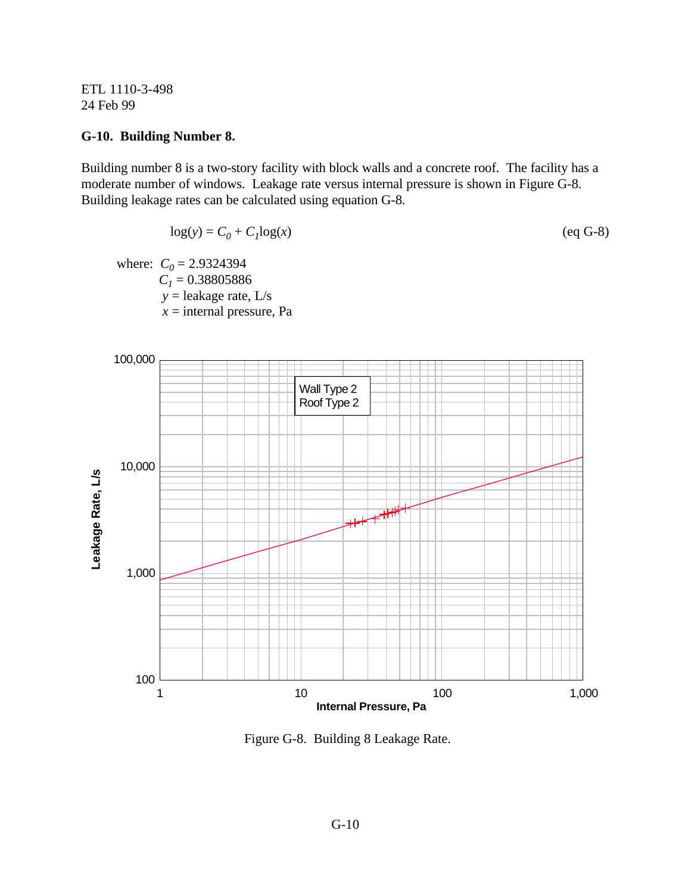## G-10. Building Number 8.

Building number 8 is a two-story facility with block walls and a concrete roof. The facility has a moderate number of windows. Leakage rate versus internal pressure is shown in Figure G-8. Building leakage rates can be calculated using equation G-8.

$$\log(y) = C_0 + C_1 \log(x) \qquad \text{(eq G-8)}$$

where: $C_0$ = 2.9324394
$C_1$ = 0.38805886
$y$ = leakage rate, L/s
$x$ = internal pressure, Pa

Wall Type 2
Roof Type 2

Leakage Rate, L/s

100,000
10,000
1,000
100

1
10
100
1,000

Internal Pressure, Pa

Figure G-8. Building 8 Leakage Rate.